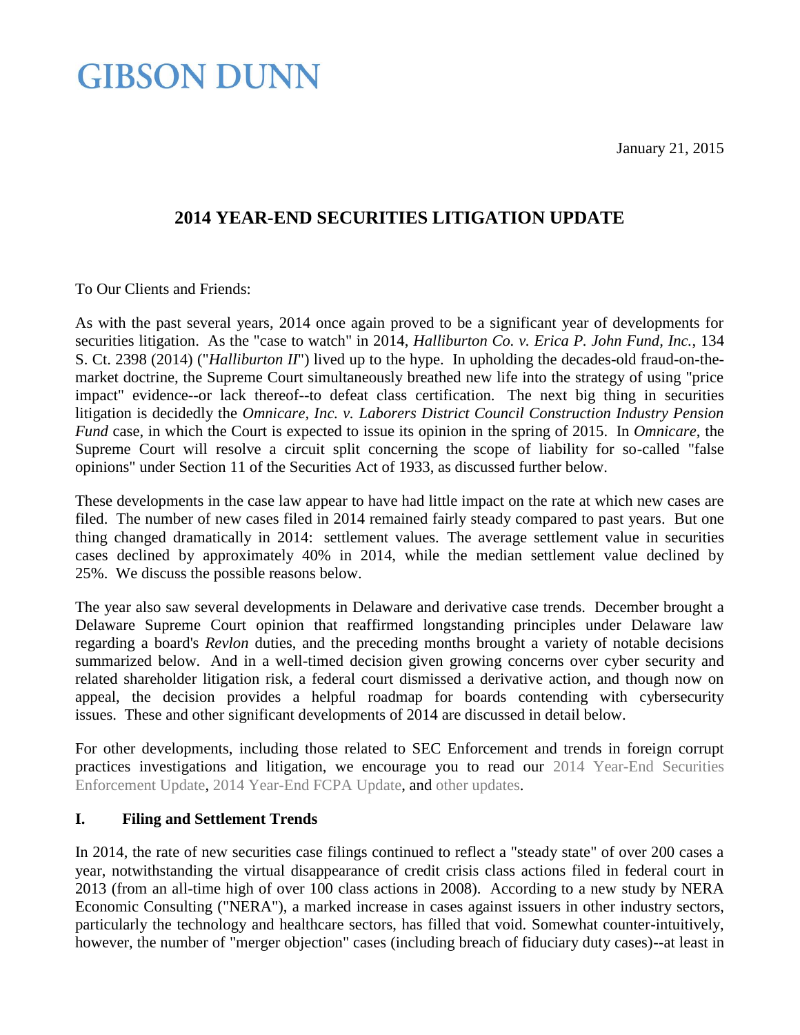GIBSON DUNN

January 21, 2015

# 2014 YEAR-END SECURITIES LITIGATION UPDATE

To Our Clients and Friends:

As with the past several years, 2014 once again proved to be a significant year of developments for securities litigation. As the "case to watch" in 2014, *Halliburton Co. v. Erica P. John Fund, Inc.*, 134 S. Ct. 2398 (2014) ("*Halliburton II*") lived up to the hype. In upholding the decades-old fraud-on-the-market doctrine, the Supreme Court simultaneously breathed new life into the strategy of using "price impact" evidence--or lack thereof--to defeat class certification. The next big thing in securities litigation is decidedly the *Omnicare, Inc. v. Laborers District Council Construction Industry Pension Fund* case, in which the Court is expected to issue its opinion in the spring of 2015. In *Omnicare*, the Supreme Court will resolve a circuit split concerning the scope of liability for so-called "false opinions" under Section 11 of the Securities Act of 1933, as discussed further below.

These developments in the case law appear to have had little impact on the rate at which new cases are filed. The number of new cases filed in 2014 remained fairly steady compared to past years. But one thing changed dramatically in 2014: settlement values. The average settlement value in securities cases declined by approximately 40% in 2014, while the median settlement value declined by 25%. We discuss the possible reasons below.

The year also saw several developments in Delaware and derivative case trends. December brought a Delaware Supreme Court opinion that reaffirmed longstanding principles under Delaware law regarding a board's *Revlon* duties, and the preceding months brought a variety of notable decisions summarized below. And in a well-timed decision given growing concerns over cyber security and related shareholder litigation risk, a federal court dismissed a derivative action, and though now on appeal, the decision provides a helpful roadmap for boards contending with cybersecurity issues. These and other significant developments of 2014 are discussed in detail below.

For other developments, including those related to SEC Enforcement and trends in foreign corrupt practices investigations and litigation, we encourage you to read our 2014 Year-End Securities Enforcement Update, 2014 Year-End FCPA Update, and other updates.

## I. Filing and Settlement Trends

In 2014, the rate of new securities case filings continued to reflect a "steady state" of over 200 cases a year, notwithstanding the virtual disappearance of credit crisis class actions filed in federal court in 2013 (from an all-time high of over 100 class actions in 2008). According to a new study by NERA Economic Consulting ("NERA"), a marked increase in cases against issuers in other industry sectors, particularly the technology and healthcare sectors, has filled that void. Somewhat counter-intuitively, however, the number of "merger objection" cases (including breach of fiduciary duty cases)--at least in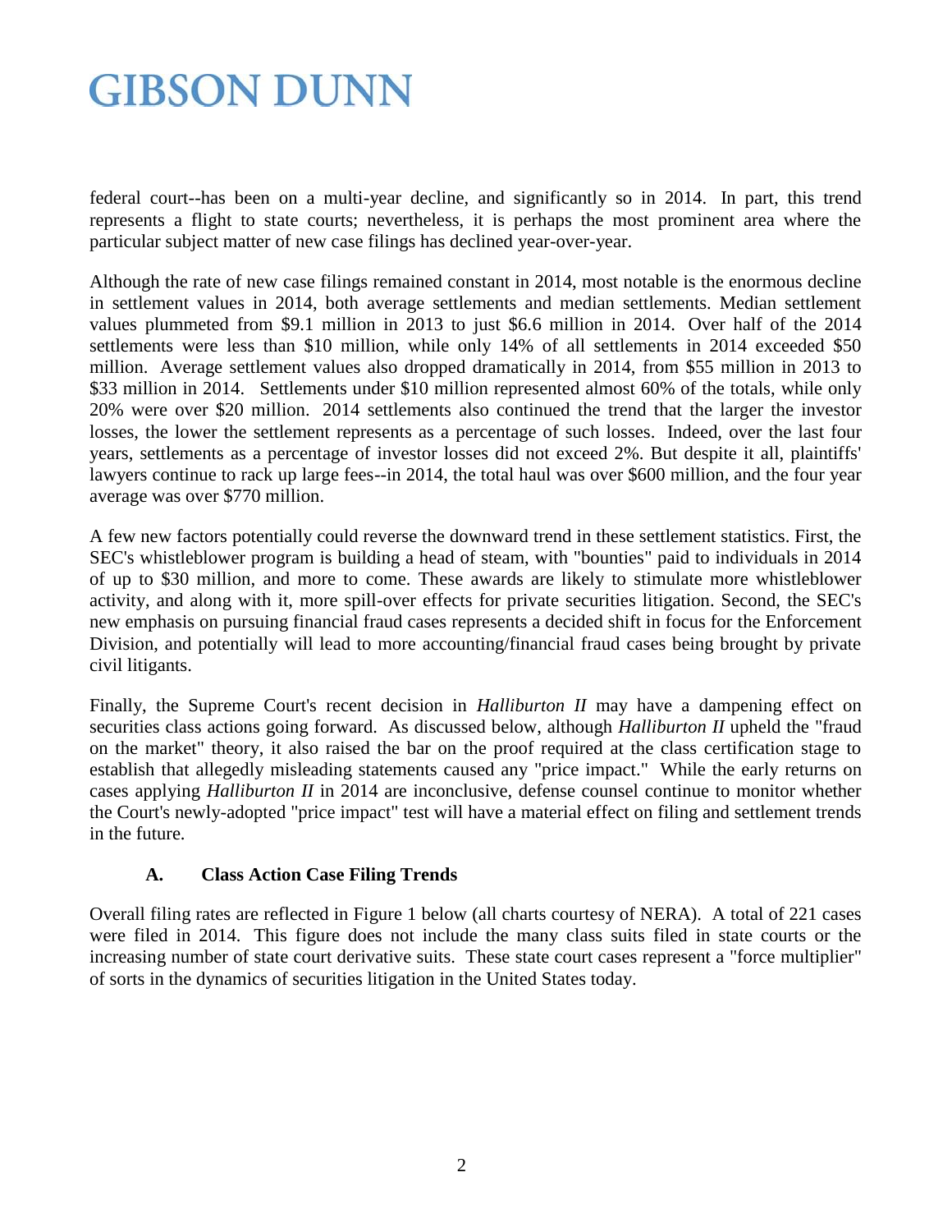federal court--has been on a multi-year decline, and significantly so in 2014. In part, this trend represents a flight to state courts; nevertheless, it is perhaps the most prominent area where the particular subject matter of new case filings has declined year-over-year.

Although the rate of new case filings remained constant in 2014, most notable is the enormous decline in settlement values in 2014, both average settlements and median settlements. Median settlement values plummeted from $9.1 million in 2013 to just $6.6 million in 2014. Over half of the 2014 settlements were less than $10 million, while only 14% of all settlements in 2014 exceeded $50 million. Average settlement values also dropped dramatically in 2014, from $55 million in 2013 to $33 million in 2014. Settlements under $10 million represented almost 60% of the totals, while only 20% were over $20 million. 2014 settlements also continued the trend that the larger the investor losses, the lower the settlement represents as a percentage of such losses. Indeed, over the last four years, settlements as a percentage of investor losses did not exceed 2%. But despite it all, plaintiffs' lawyers continue to rack up large fees--in 2014, the total haul was over $600 million, and the four year average was over $770 million.

A few new factors potentially could reverse the downward trend in these settlement statistics. First, the SEC's whistleblower program is building a head of steam, with "bounties" paid to individuals in 2014 of up to $30 million, and more to come. These awards are likely to stimulate more whistleblower activity, and along with it, more spill-over effects for private securities litigation. Second, the SEC's new emphasis on pursuing financial fraud cases represents a decided shift in focus for the Enforcement Division, and potentially will lead to more accounting/financial fraud cases being brought by private civil litigants.

Finally, the Supreme Court's recent decision in *Halliburton II* may have a dampening effect on securities class actions going forward. As discussed below, although *Halliburton II* upheld the "fraud on the market" theory, it also raised the bar on the proof required at the class certification stage to establish that allegedly misleading statements caused any "price impact." While the early returns on cases applying *Halliburton II* in 2014 are inconclusive, defense counsel continue to monitor whether the Court's newly-adopted "price impact" test will have a material effect on filing and settlement trends in the future.

### A. Class Action Case Filing Trends

Overall filing rates are reflected in Figure 1 below (all charts courtesy of NERA). A total of 221 cases were filed in 2014. This figure does not include the many class suits filed in state courts or the increasing number of state court derivative suits. These state court cases represent a "force multiplier" of sorts in the dynamics of securities litigation in the United States today.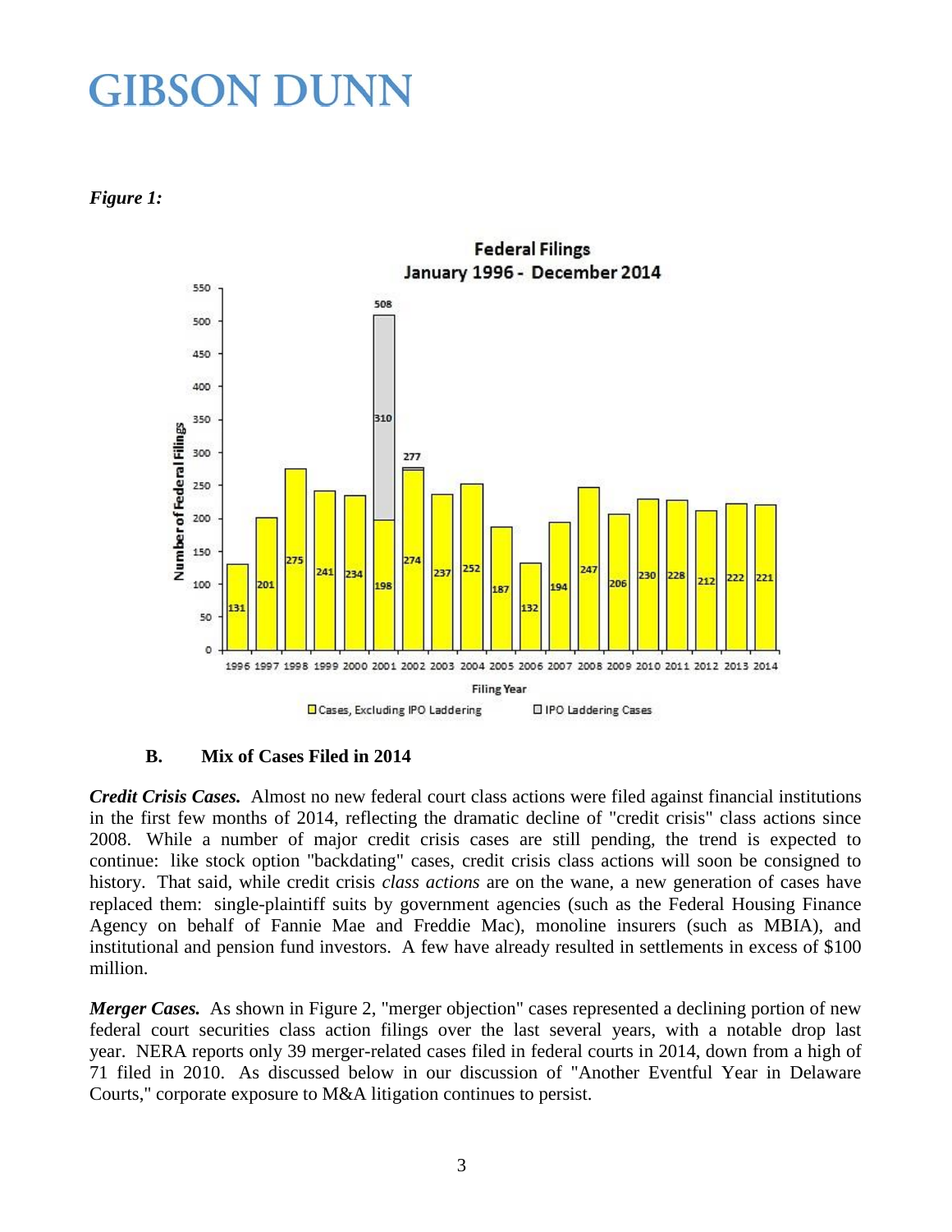*Figure 1:*

**Federal Filings**
**January 1996 - December 2014**

| Filing Year | Cases, Excluding IPO Laddering | IPO Laddering Cases | Total |
|---|---|---|---|
| 1996 | 131 | | |
| 1997 | 201 | | |
| 1998 | 275 | | |
| 1999 | 241 | | |
| 2000 | 234 | | |
| 2001 | 198 | 310 | 508 |
| 2002 | 274 | | 277 |
| 2003 | 237 | | |
| 2004 | 252 | | |
| 2005 | 187 | | |
| 2006 | 132 | | |
| 2007 | 194 | | |
| 2008 | 247 | | |
| 2009 | 206 | | |
| 2010 | 230 | | |
| 2011 | 228 | | |
| 2012 | 212 | | |
| 2013 | 222 | | |
| 2014 | 221 | | |

### B. Mix of Cases Filed in 2014

***Credit Crisis Cases.*** Almost no new federal court class actions were filed against financial institutions in the first few months of 2014, reflecting the dramatic decline of "credit crisis" class actions since 2008. While a number of major credit crisis cases are still pending, the trend is expected to continue: like stock option "backdating" cases, credit crisis class actions will soon be consigned to history. That said, while credit crisis *class actions* are on the wane, a new generation of cases have replaced them: single-plaintiff suits by government agencies (such as the Federal Housing Finance Agency on behalf of Fannie Mae and Freddie Mac), monoline insurers (such as MBIA), and institutional and pension fund investors. A few have already resulted in settlements in excess of $100 million.

***Merger Cases.*** As shown in Figure 2, "merger objection" cases represented a declining portion of new federal court securities class action filings over the last several years, with a notable drop last year. NERA reports only 39 merger-related cases filed in federal courts in 2014, down from a high of 71 filed in 2010. As discussed below in our discussion of "Another Eventful Year in Delaware Courts," corporate exposure to M&A litigation continues to persist.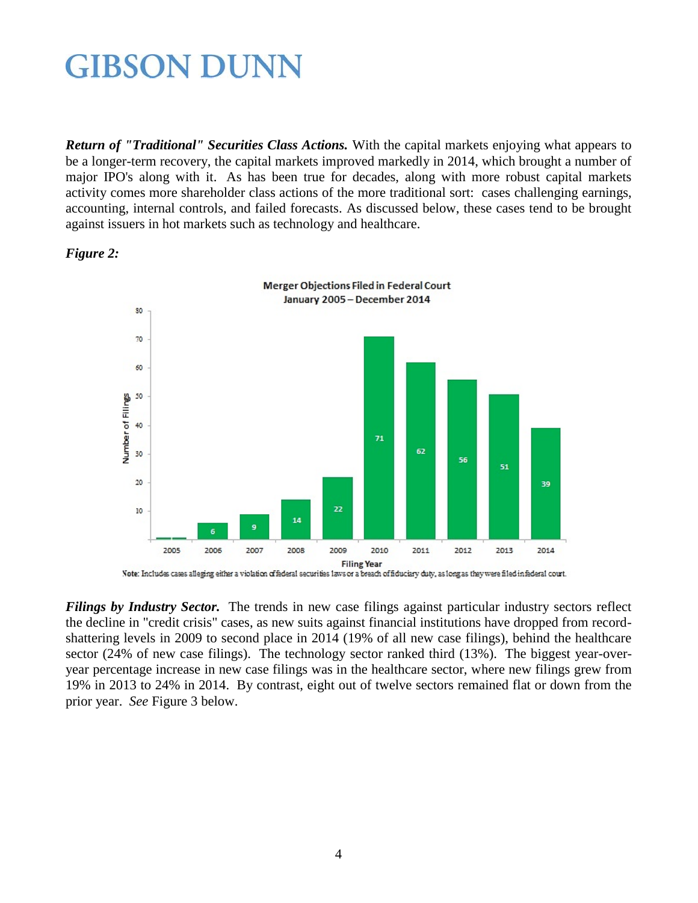***Return of "Traditional" Securities Class Actions.*** With the capital markets enjoying what appears to be a longer-term recovery, the capital markets improved markedly in 2014, which brought a number of major IPO's along with it. As has been true for decades, along with more robust capital markets activity comes more shareholder class actions of the more traditional sort: cases challenging earnings, accounting, internal controls, and failed forecasts. As discussed below, these cases tend to be brought against issuers in hot markets such as technology and healthcare.

***Figure 2:***

**Merger Objections Filed in Federal Court**
**January 2005 – December 2014**

| Filing Year | 2005 | 2006 | 2007 | 2008 | 2009 | 2010 | 2011 | 2012 | 2013 | 2014 |
|---|---|---|---|---|---|---|---|---|---|---|
| Number of Filings | | 6 | 9 | 14 | 22 | 71 | 62 | 56 | 51 | 39 |

Note: Includes cases alleging either a violation of federal securities laws or a breach of fiduciary duty, as long as they were filed in federal court.

***Filings by Industry Sector.*** The trends in new case filings against particular industry sectors reflect the decline in "credit crisis" cases, as new suits against financial institutions have dropped from record-shattering levels in 2009 to second place in 2014 (19% of all new case filings), behind the healthcare sector (24% of new case filings). The technology sector ranked third (13%). The biggest year-over-year percentage increase in new case filings was in the healthcare sector, where new filings grew from 19% in 2013 to 24% in 2014. By contrast, eight out of twelve sectors remained flat or down from the prior year. *See* Figure 3 below.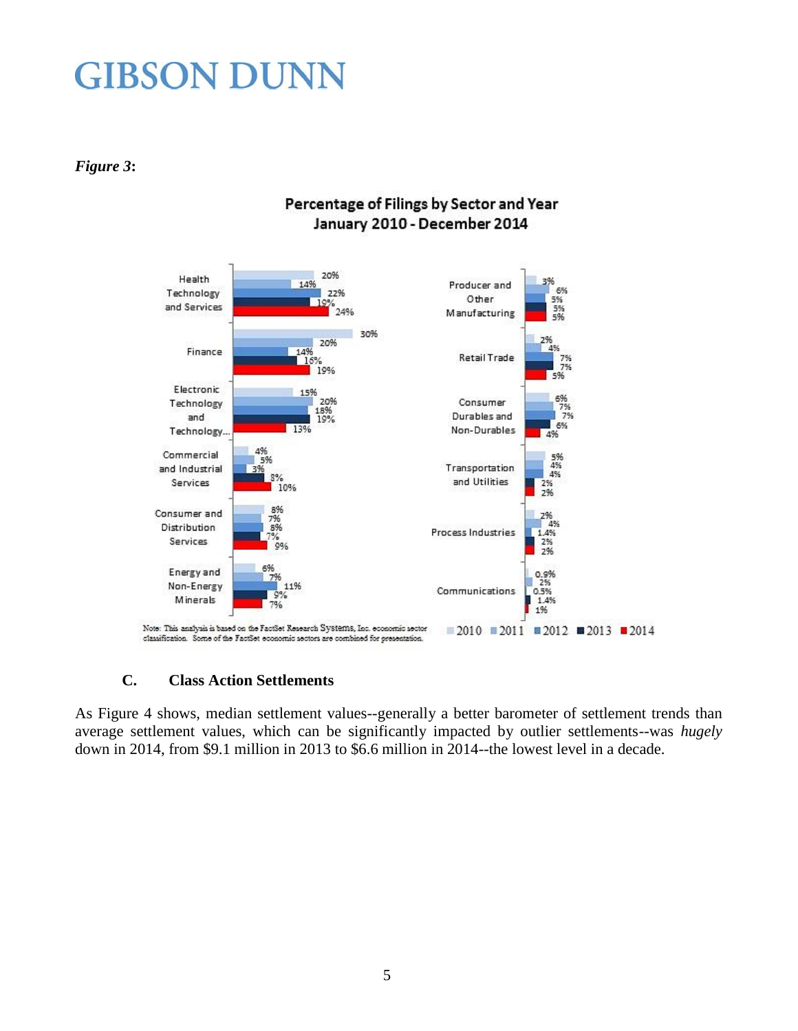*Figure 3*:

**Percentage of Filings by Sector and Year**
**January 2010 - December 2014**

| Sector | 2010 | 2011 | 2012 | 2013 | 2014 |
|---|---|---|---|---|---|
| Health Technology and Services | 20% | 14% | 22% | 19% | 24% |
| Finance | 30% | 20% | 14% | 16% | 19% |
| Electronic Technology and Technology... | 15% | 20% | 18% | 19% | 13% |
| Commercial and Industrial Services | 4% | 5% | 3% | 8% | 10% |
| Consumer and Distribution Services | 8% | 7% | 8% | 7% | 9% |
| Energy and Non-Energy Minerals | 6% | 7% | 11% | 9% | 7% |
| Producer and Other Manufacturing | 3% | 6% | 5% | 5% | 5% |
| Retail Trade | 2% | 4% | 7% | 7% | 5% |
| Consumer Durables and Non-Durables | 6% | 7% | 7% | 6% | 4% |
| Transportation and Utilities | 5% | 4% | 4% | 2% | 2% |
| Process Industries | 2% | 4% | 1.4% | 2% | 2% |
| Communications | 0.9% | 2% | 0.5% | 1.4% | 1% |

Note: This analysis is based on the FactSet Research Systems, Inc. economic sector classification. Some of the FactSet economic sectors are combined for presentation.

### C. Class Action Settlements

As Figure 4 shows, median settlement values--generally a better barometer of settlement trends than average settlement values, which can be significantly impacted by outlier settlements--was *hugely* down in 2014, from $9.1 million in 2013 to $6.6 million in 2014--the lowest level in a decade.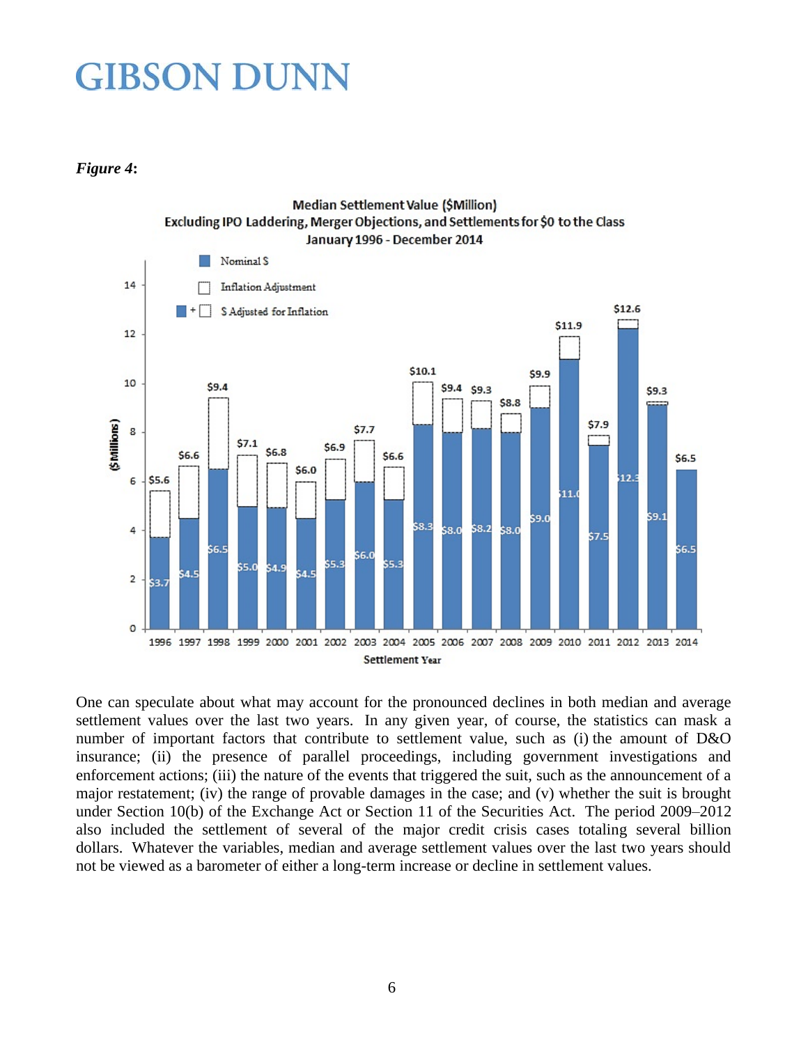***Figure 4*:**

**Median Settlement Value ($Million)**
**Excluding IPO Laddering, Merger Objections, and Settlements for $0 to the Class**
**January 1996 - December 2014**

| Settlement Year | Nominal $ | $ Adjusted for Inflation |
|---|---|---|
| 1996 | $3.7 | $5.6 |
| 1997 | $4.5 | $6.6 |
| 1998 | $6.5 | $9.4 |
| 1999 | $5.0 | $7.1 |
| 2000 | $4.9 | $6.8 |
| 2001 | $4.5 | $6.0 |
| 2002 | $5.3 | $6.9 |
| 2003 | $6.0 | $7.7 |
| 2004 | $5.3 | $6.6 |
| 2005 | $8.3 | $10.1 |
| 2006 | $8.0 | $9.4 |
| 2007 | $8.2 | $9.3 |
| 2008 | $8.0 | $8.8 |
| 2009 | $9.0 | $9.9 |
| 2010 | $11.0 | $11.9 |
| 2011 | $7.5 | $7.9 |
| 2012 | $12.3 | $12.6 |
| 2013 | $9.1 | $9.3 |
| 2014 | $6.5 | $6.5 |

One can speculate about what may account for the pronounced declines in both median and average settlement values over the last two years. In any given year, of course, the statistics can mask a number of important factors that contribute to settlement value, such as (i) the amount of D&O insurance; (ii) the presence of parallel proceedings, including government investigations and enforcement actions; (iii) the nature of the events that triggered the suit, such as the announcement of a major restatement; (iv) the range of provable damages in the case; and (v) whether the suit is brought under Section 10(b) of the Exchange Act or Section 11 of the Securities Act. The period 2009–2012 also included the settlement of several of the major credit crisis cases totaling several billion dollars. Whatever the variables, median and average settlement values over the last two years should not be viewed as a barometer of either a long-term increase or decline in settlement values.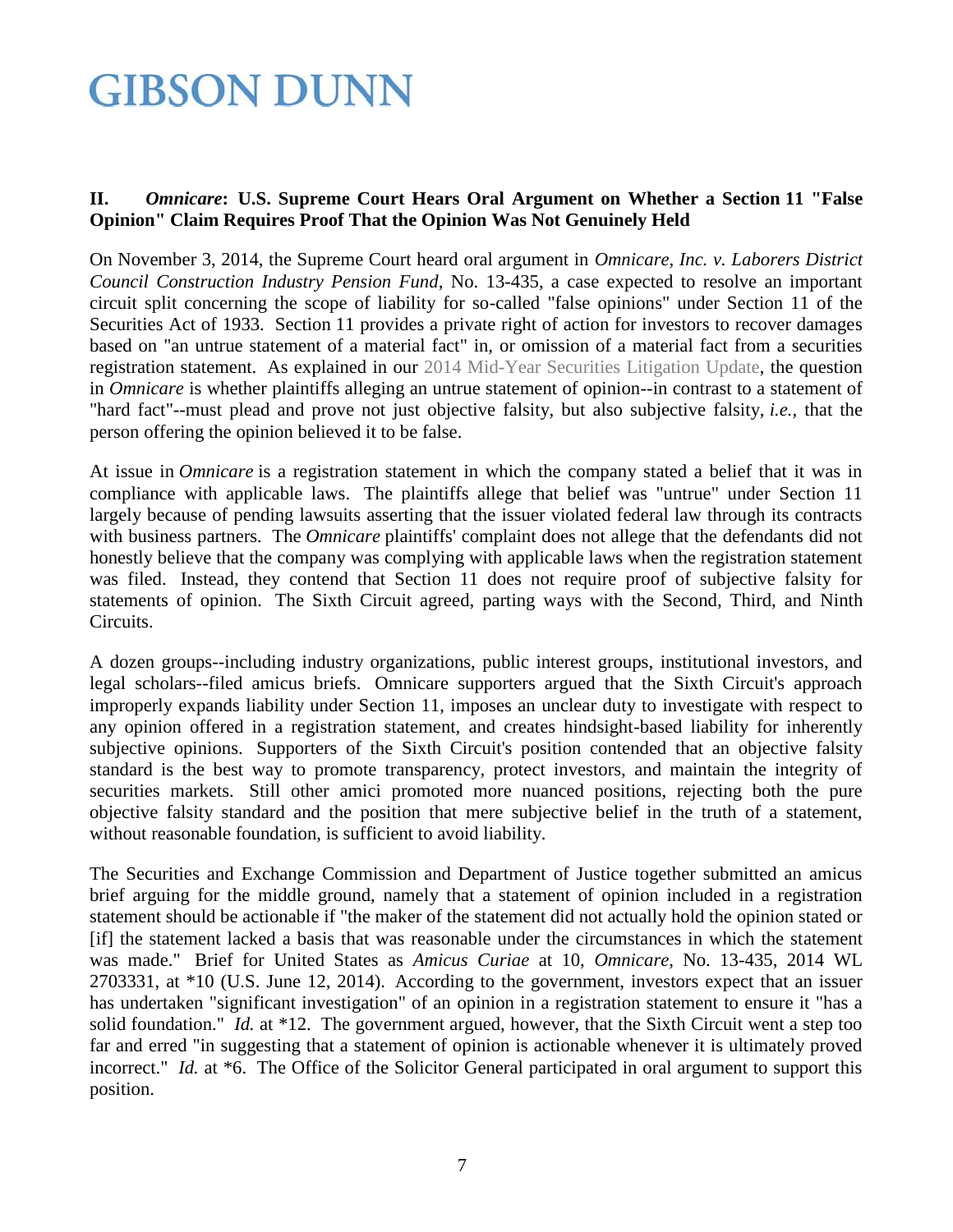## II. *Omnicare*: U.S. Supreme Court Hears Oral Argument on Whether a Section 11 "False Opinion" Claim Requires Proof That the Opinion Was Not Genuinely Held

On November 3, 2014, the Supreme Court heard oral argument in *Omnicare, Inc. v. Laborers District Council Construction Industry Pension Fund*, No. 13-435, a case expected to resolve an important circuit split concerning the scope of liability for so-called "false opinions" under Section 11 of the Securities Act of 1933. Section 11 provides a private right of action for investors to recover damages based on "an untrue statement of a material fact" in, or omission of a material fact from a securities registration statement. As explained in our 2014 Mid-Year Securities Litigation Update, the question in *Omnicare* is whether plaintiffs alleging an untrue statement of opinion--in contrast to a statement of "hard fact"--must plead and prove not just objective falsity, but also subjective falsity, *i.e.*, that the person offering the opinion believed it to be false.

At issue in *Omnicare* is a registration statement in which the company stated a belief that it was in compliance with applicable laws. The plaintiffs allege that belief was "untrue" under Section 11 largely because of pending lawsuits asserting that the issuer violated federal law through its contracts with business partners. The *Omnicare* plaintiffs' complaint does not allege that the defendants did not honestly believe that the company was complying with applicable laws when the registration statement was filed. Instead, they contend that Section 11 does not require proof of subjective falsity for statements of opinion. The Sixth Circuit agreed, parting ways with the Second, Third, and Ninth Circuits.

A dozen groups--including industry organizations, public interest groups, institutional investors, and legal scholars--filed amicus briefs. Omnicare supporters argued that the Sixth Circuit's approach improperly expands liability under Section 11, imposes an unclear duty to investigate with respect to any opinion offered in a registration statement, and creates hindsight-based liability for inherently subjective opinions. Supporters of the Sixth Circuit's position contended that an objective falsity standard is the best way to promote transparency, protect investors, and maintain the integrity of securities markets. Still other amici promoted more nuanced positions, rejecting both the pure objective falsity standard and the position that mere subjective belief in the truth of a statement, without reasonable foundation, is sufficient to avoid liability.

The Securities and Exchange Commission and Department of Justice together submitted an amicus brief arguing for the middle ground, namely that a statement of opinion included in a registration statement should be actionable if "the maker of the statement did not actually hold the opinion stated or [if] the statement lacked a basis that was reasonable under the circumstances in which the statement was made." Brief for United States as *Amicus Curiae* at 10, *Omnicare*, No. 13-435, 2014 WL 2703331, at *10 (U.S. June 12, 2014). According to the government, investors expect that an issuer has undertaken "significant investigation" of an opinion in a registration statement to ensure it "has a solid foundation." *Id.* at *12. The government argued, however, that the Sixth Circuit went a step too far and erred "in suggesting that a statement of opinion is actionable whenever it is ultimately proved incorrect." *Id.* at *6. The Office of the Solicitor General participated in oral argument to support this position.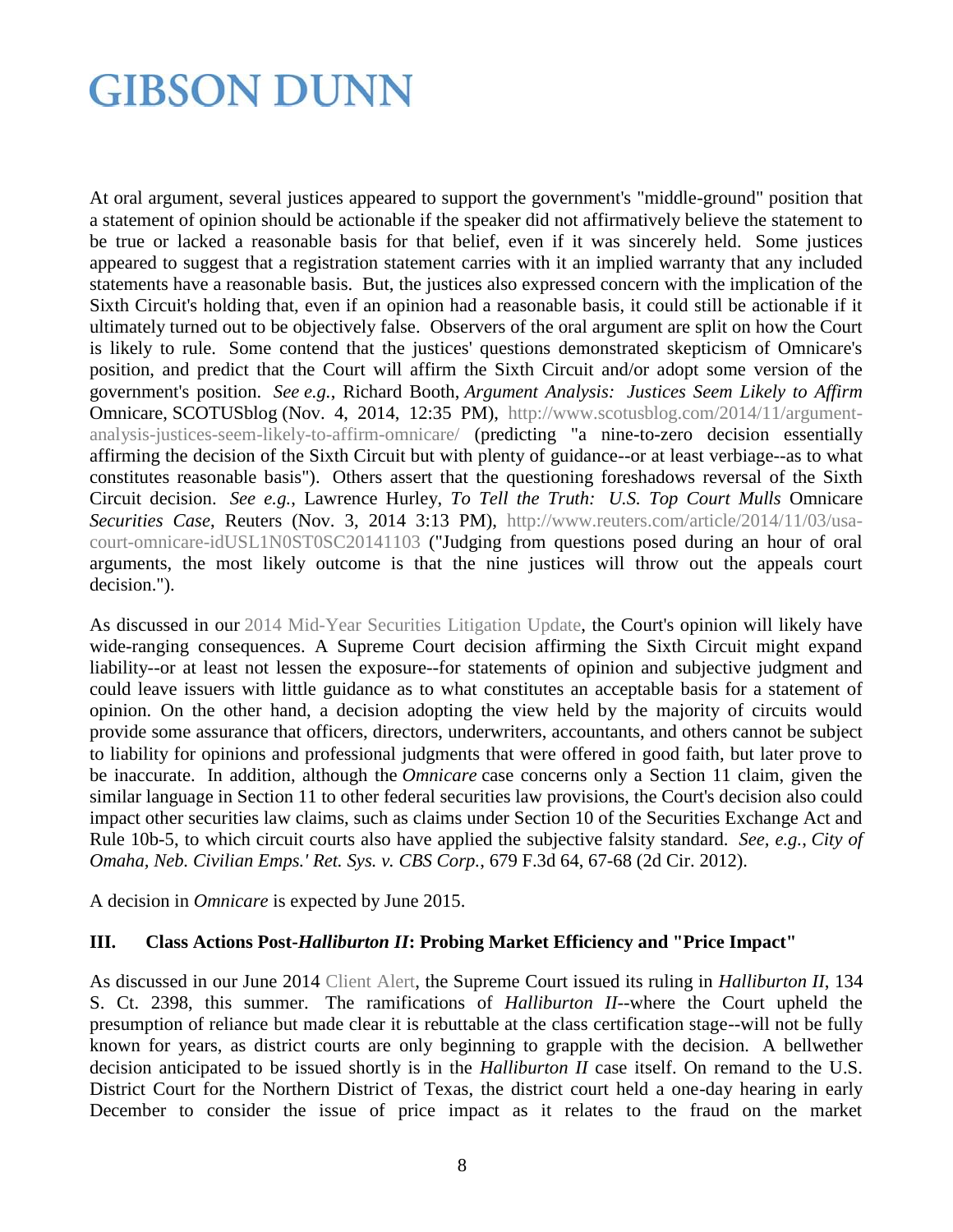At oral argument, several justices appeared to support the government's "middle-ground" position that a statement of opinion should be actionable if the speaker did not affirmatively believe the statement to be true or lacked a reasonable basis for that belief, even if it was sincerely held. Some justices appeared to suggest that a registration statement carries with it an implied warranty that any included statements have a reasonable basis. But, the justices also expressed concern with the implication of the Sixth Circuit's holding that, even if an opinion had a reasonable basis, it could still be actionable if it ultimately turned out to be objectively false. Observers of the oral argument are split on how the Court is likely to rule. Some contend that the justices' questions demonstrated skepticism of Omnicare's position, and predict that the Court will affirm the Sixth Circuit and/or adopt some version of the government's position. *See e.g.*, Richard Booth, *Argument Analysis: Justices Seem Likely to Affirm* Omnicare, SCOTUSblog (Nov. 4, 2014, 12:35 PM), http://www.scotusblog.com/2014/11/argument-analysis-justices-seem-likely-to-affirm-omnicare/ (predicting "a nine-to-zero decision essentially affirming the decision of the Sixth Circuit but with plenty of guidance--or at least verbiage--as to what constitutes reasonable basis"). Others assert that the questioning foreshadows reversal of the Sixth Circuit decision. *See e.g.*, Lawrence Hurley, *To Tell the Truth: U.S. Top Court Mulls* Omnicare *Securities Case*, Reuters (Nov. 3, 2014 3:13 PM), http://www.reuters.com/article/2014/11/03/usa-court-omnicare-idUSL1N0ST0SC20141103 ("Judging from questions posed during an hour of oral arguments, the most likely outcome is that the nine justices will throw out the appeals court decision.").

As discussed in our 2014 Mid-Year Securities Litigation Update, the Court's opinion will likely have wide-ranging consequences. A Supreme Court decision affirming the Sixth Circuit might expand liability--or at least not lessen the exposure--for statements of opinion and subjective judgment and could leave issuers with little guidance as to what constitutes an acceptable basis for a statement of opinion. On the other hand, a decision adopting the view held by the majority of circuits would provide some assurance that officers, directors, underwriters, accountants, and others cannot be subject to liability for opinions and professional judgments that were offered in good faith, but later prove to be inaccurate. In addition, although the *Omnicare* case concerns only a Section 11 claim, given the similar language in Section 11 to other federal securities law provisions, the Court's decision also could impact other securities law claims, such as claims under Section 10 of the Securities Exchange Act and Rule 10b-5, to which circuit courts also have applied the subjective falsity standard. *See, e.g.*, *City of Omaha, Neb. Civilian Emps.' Ret. Sys. v. CBS Corp.*, 679 F.3d 64, 67-68 (2d Cir. 2012).

A decision in *Omnicare* is expected by June 2015.

### III. Class Actions Post-*Halliburton II*: Probing Market Efficiency and "Price Impact"

As discussed in our June 2014 Client Alert, the Supreme Court issued its ruling in *Halliburton II*, 134 S. Ct. 2398, this summer. The ramifications of *Halliburton II*--where the Court upheld the presumption of reliance but made clear it is rebuttable at the class certification stage--will not be fully known for years, as district courts are only beginning to grapple with the decision. A bellwether decision anticipated to be issued shortly is in the *Halliburton II* case itself. On remand to the U.S. District Court for the Northern District of Texas, the district court held a one-day hearing in early December to consider the issue of price impact as it relates to the fraud on the market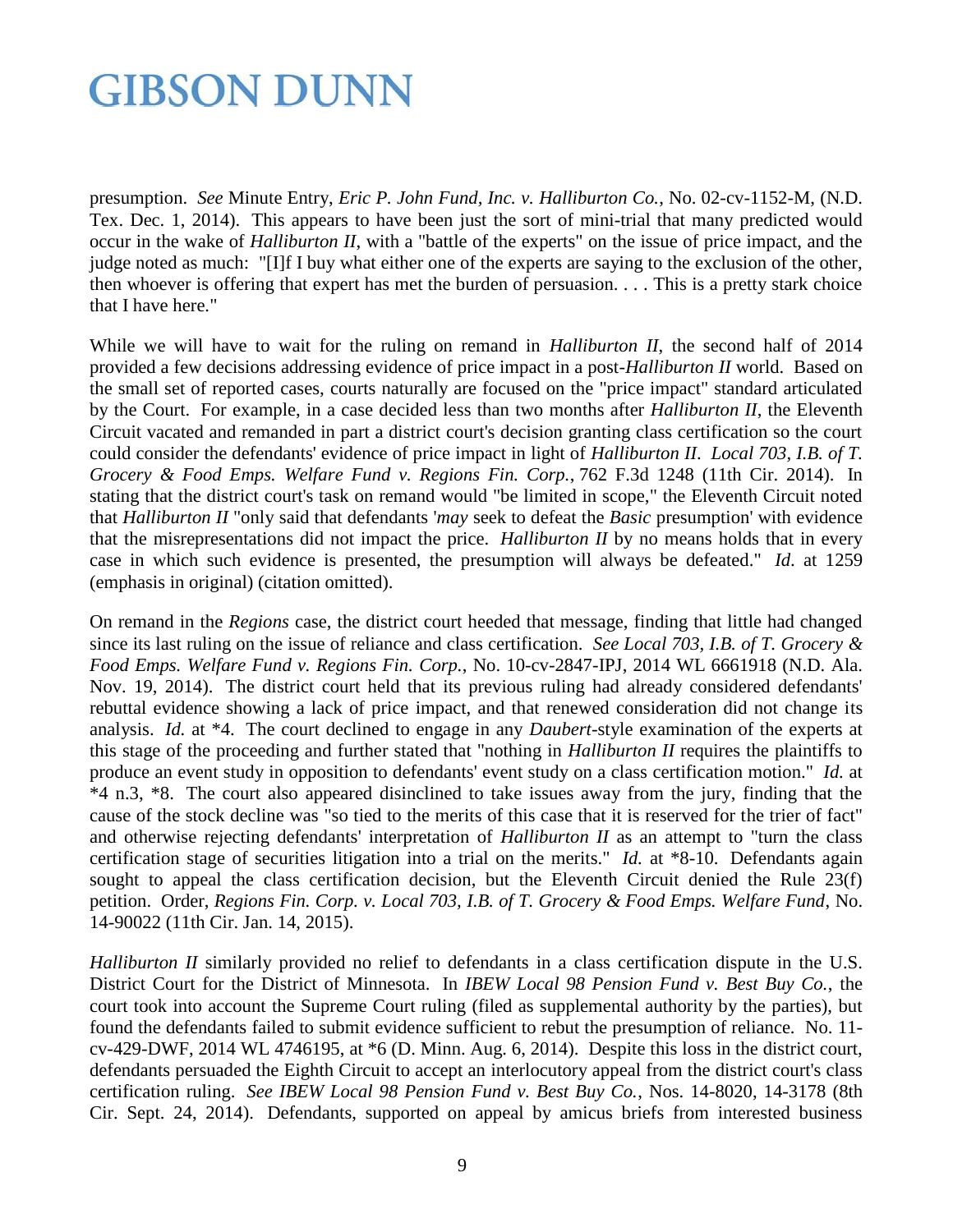presumption. *See* Minute Entry, *Eric P. John Fund, Inc. v. Halliburton Co.*, No. 02-cv-1152-M, (N.D. Tex. Dec. 1, 2014). This appears to have been just the sort of mini-trial that many predicted would occur in the wake of *Halliburton II*, with a "battle of the experts" on the issue of price impact, and the judge noted as much: "[I]f I buy what either one of the experts are saying to the exclusion of the other, then whoever is offering that expert has met the burden of persuasion. . . . This is a pretty stark choice that I have here."

While we will have to wait for the ruling on remand in *Halliburton II*, the second half of 2014 provided a few decisions addressing evidence of price impact in a post-*Halliburton II* world. Based on the small set of reported cases, courts naturally are focused on the "price impact" standard articulated by the Court. For example, in a case decided less than two months after *Halliburton II*, the Eleventh Circuit vacated and remanded in part a district court's decision granting class certification so the court could consider the defendants' evidence of price impact in light of *Halliburton II*. *Local 703, I.B. of T. Grocery & Food Emps. Welfare Fund v. Regions Fin. Corp.*, 762 F.3d 1248 (11th Cir. 2014). In stating that the district court's task on remand would "be limited in scope," the Eleventh Circuit noted that *Halliburton II* "only said that defendants '*may* seek to defeat the *Basic* presumption' with evidence that the misrepresentations did not impact the price. *Halliburton II* by no means holds that in every case in which such evidence is presented, the presumption will always be defeated." *Id.* at 1259 (emphasis in original) (citation omitted).

On remand in the *Regions* case, the district court heeded that message, finding that little had changed since its last ruling on the issue of reliance and class certification. *See Local 703, I.B. of T. Grocery & Food Emps. Welfare Fund v. Regions Fin. Corp.*, No. 10-cv-2847-IPJ, 2014 WL 6661918 (N.D. Ala. Nov. 19, 2014). The district court held that its previous ruling had already considered defendants' rebuttal evidence showing a lack of price impact, and that renewed consideration did not change its analysis. *Id.* at *4. The court declined to engage in any *Daubert*-style examination of the experts at this stage of the proceeding and further stated that "nothing in *Halliburton II* requires the plaintiffs to produce an event study in opposition to defendants' event study on a class certification motion." *Id.* at *4 n.3, *8. The court also appeared disinclined to take issues away from the jury, finding that the cause of the stock decline was "so tied to the merits of this case that it is reserved for the trier of fact" and otherwise rejecting defendants' interpretation of *Halliburton II* as an attempt to "turn the class certification stage of securities litigation into a trial on the merits." *Id.* at *8-10. Defendants again sought to appeal the class certification decision, but the Eleventh Circuit denied the Rule 23(f) petition. Order, *Regions Fin. Corp. v. Local 703, I.B. of T. Grocery & Food Emps. Welfare Fund*, No. 14-90022 (11th Cir. Jan. 14, 2015).

*Halliburton II* similarly provided no relief to defendants in a class certification dispute in the U.S. District Court for the District of Minnesota. In *IBEW Local 98 Pension Fund v. Best Buy Co.*, the court took into account the Supreme Court ruling (filed as supplemental authority by the parties), but found the defendants failed to submit evidence sufficient to rebut the presumption of reliance. No. 11-cv-429-DWF, 2014 WL 4746195, at *6 (D. Minn. Aug. 6, 2014). Despite this loss in the district court, defendants persuaded the Eighth Circuit to accept an interlocutory appeal from the district court's class certification ruling. *See IBEW Local 98 Pension Fund v. Best Buy Co.*, Nos. 14-8020, 14-3178 (8th Cir. Sept. 24, 2014). Defendants, supported on appeal by amicus briefs from interested business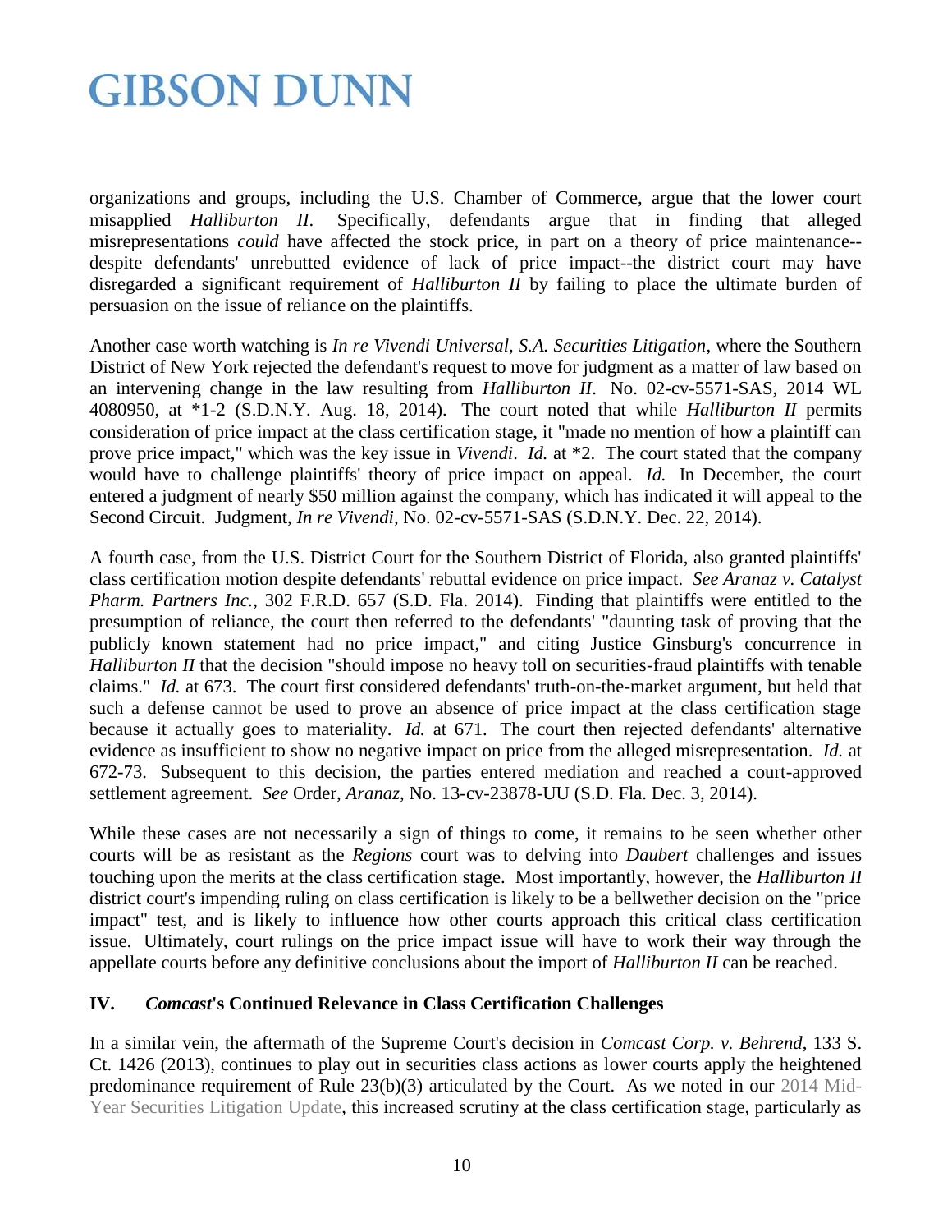organizations and groups, including the U.S. Chamber of Commerce, argue that the lower court misapplied *Halliburton II*. Specifically, defendants argue that in finding that alleged misrepresentations *could* have affected the stock price, in part on a theory of price maintenance--despite defendants' unrebutted evidence of lack of price impact--the district court may have disregarded a significant requirement of *Halliburton II* by failing to place the ultimate burden of persuasion on the issue of reliance on the plaintiffs.

Another case worth watching is *In re Vivendi Universal, S.A. Securities Litigation*, where the Southern District of New York rejected the defendant's request to move for judgment as a matter of law based on an intervening change in the law resulting from *Halliburton II*. No. 02-cv-5571-SAS, 2014 WL 4080950, at *1-2 (S.D.N.Y. Aug. 18, 2014). The court noted that while *Halliburton II* permits consideration of price impact at the class certification stage, it "made no mention of how a plaintiff can prove price impact," which was the key issue in *Vivendi*. *Id.* at *2. The court stated that the company would have to challenge plaintiffs' theory of price impact on appeal. *Id.* In December, the court entered a judgment of nearly $50 million against the company, which has indicated it will appeal to the Second Circuit. Judgment, *In re Vivendi*, No. 02-cv-5571-SAS (S.D.N.Y. Dec. 22, 2014).

A fourth case, from the U.S. District Court for the Southern District of Florida, also granted plaintiffs' class certification motion despite defendants' rebuttal evidence on price impact. *See Aranaz v. Catalyst Pharm. Partners Inc.*, 302 F.R.D. 657 (S.D. Fla. 2014). Finding that plaintiffs were entitled to the presumption of reliance, the court then referred to the defendants' "daunting task of proving that the publicly known statement had no price impact," and citing Justice Ginsburg's concurrence in *Halliburton II* that the decision "should impose no heavy toll on securities-fraud plaintiffs with tenable claims." *Id.* at 673. The court first considered defendants' truth-on-the-market argument, but held that such a defense cannot be used to prove an absence of price impact at the class certification stage because it actually goes to materiality. *Id.* at 671. The court then rejected defendants' alternative evidence as insufficient to show no negative impact on price from the alleged misrepresentation. *Id.* at 672-73. Subsequent to this decision, the parties entered mediation and reached a court-approved settlement agreement. *See* Order, *Aranaz*, No. 13-cv-23878-UU (S.D. Fla. Dec. 3, 2014).

While these cases are not necessarily a sign of things to come, it remains to be seen whether other courts will be as resistant as the *Regions* court was to delving into *Daubert* challenges and issues touching upon the merits at the class certification stage. Most importantly, however, the *Halliburton II* district court's impending ruling on class certification is likely to be a bellwether decision on the "price impact" test, and is likely to influence how other courts approach this critical class certification issue. Ultimately, court rulings on the price impact issue will have to work their way through the appellate courts before any definitive conclusions about the import of *Halliburton II* can be reached.

## IV. *Comcast*'s Continued Relevance in Class Certification Challenges

In a similar vein, the aftermath of the Supreme Court's decision in *Comcast Corp. v. Behrend*, 133 S. Ct. 1426 (2013), continues to play out in securities class actions as lower courts apply the heightened predominance requirement of Rule 23(b)(3) articulated by the Court. As we noted in our 2014 Mid-Year Securities Litigation Update, this increased scrutiny at the class certification stage, particularly as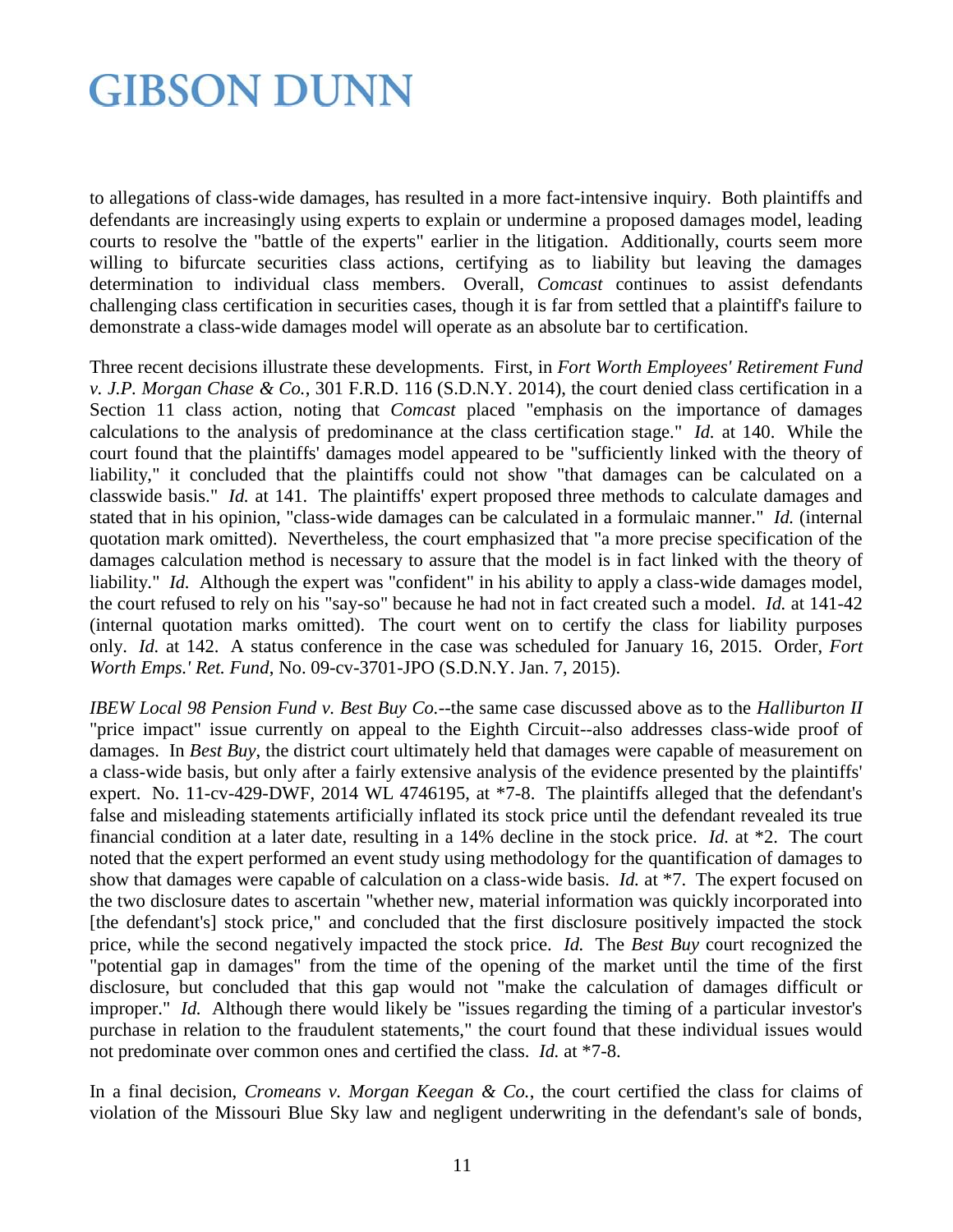to allegations of class-wide damages, has resulted in a more fact-intensive inquiry. Both plaintiffs and defendants are increasingly using experts to explain or undermine a proposed damages model, leading courts to resolve the "battle of the experts" earlier in the litigation. Additionally, courts seem more willing to bifurcate securities class actions, certifying as to liability but leaving the damages determination to individual class members. Overall, *Comcast* continues to assist defendants challenging class certification in securities cases, though it is far from settled that a plaintiff's failure to demonstrate a class-wide damages model will operate as an absolute bar to certification.

Three recent decisions illustrate these developments. First, in *Fort Worth Employees' Retirement Fund v. J.P. Morgan Chase & Co.*, 301 F.R.D. 116 (S.D.N.Y. 2014), the court denied class certification in a Section 11 class action, noting that *Comcast* placed "emphasis on the importance of damages calculations to the analysis of predominance at the class certification stage." *Id.* at 140. While the court found that the plaintiffs' damages model appeared to be "sufficiently linked with the theory of liability," it concluded that the plaintiffs could not show "that damages can be calculated on a classwide basis." *Id.* at 141. The plaintiffs' expert proposed three methods to calculate damages and stated that in his opinion, "class-wide damages can be calculated in a formulaic manner." *Id.* (internal quotation mark omitted). Nevertheless, the court emphasized that "a more precise specification of the damages calculation method is necessary to assure that the model is in fact linked with the theory of liability." *Id.* Although the expert was "confident" in his ability to apply a class-wide damages model, the court refused to rely on his "say-so" because he had not in fact created such a model. *Id.* at 141-42 (internal quotation marks omitted). The court went on to certify the class for liability purposes only. *Id.* at 142. A status conference in the case was scheduled for January 16, 2015. Order, *Fort Worth Emps.' Ret. Fund*, No. 09-cv-3701-JPO (S.D.N.Y. Jan. 7, 2015).

*IBEW Local 98 Pension Fund v. Best Buy Co.*--the same case discussed above as to the *Halliburton II* "price impact" issue currently on appeal to the Eighth Circuit--also addresses class-wide proof of damages. In *Best Buy*, the district court ultimately held that damages were capable of measurement on a class-wide basis, but only after a fairly extensive analysis of the evidence presented by the plaintiffs' expert. No. 11-cv-429-DWF, 2014 WL 4746195, at *7-8. The plaintiffs alleged that the defendant's false and misleading statements artificially inflated its stock price until the defendant revealed its true financial condition at a later date, resulting in a 14% decline in the stock price. *Id.* at *2. The court noted that the expert performed an event study using methodology for the quantification of damages to show that damages were capable of calculation on a class-wide basis. *Id.* at *7. The expert focused on the two disclosure dates to ascertain "whether new, material information was quickly incorporated into [the defendant's] stock price," and concluded that the first disclosure positively impacted the stock price, while the second negatively impacted the stock price. *Id.* The *Best Buy* court recognized the "potential gap in damages" from the time of the opening of the market until the time of the first disclosure, but concluded that this gap would not "make the calculation of damages difficult or improper." *Id.* Although there would likely be "issues regarding the timing of a particular investor's purchase in relation to the fraudulent statements," the court found that these individual issues would not predominate over common ones and certified the class. *Id.* at *7-8.

In a final decision, *Cromeans v. Morgan Keegan & Co.*, the court certified the class for claims of violation of the Missouri Blue Sky law and negligent underwriting in the defendant's sale of bonds,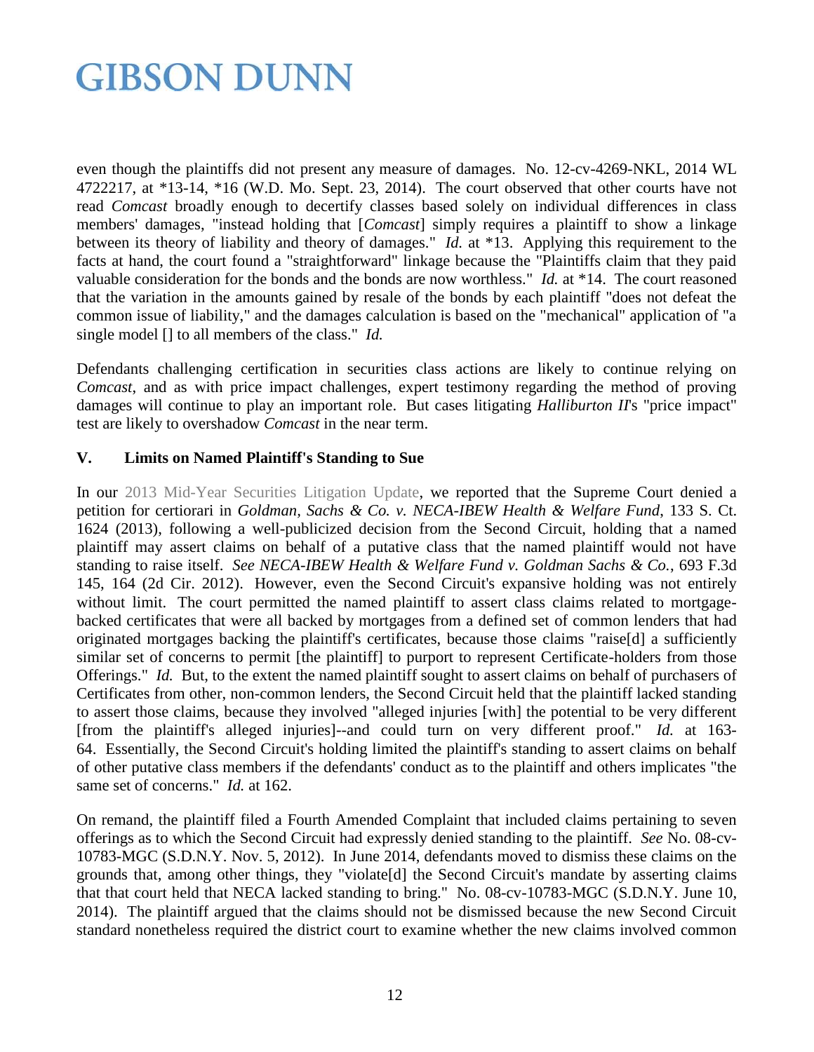even though the plaintiffs did not present any measure of damages. No. 12-cv-4269-NKL, 2014 WL 4722217, at *13-14, *16 (W.D. Mo. Sept. 23, 2014). The court observed that other courts have not read *Comcast* broadly enough to decertify classes based solely on individual differences in class members' damages, "instead holding that [*Comcast*] simply requires a plaintiff to show a linkage between its theory of liability and theory of damages." *Id.* at *13. Applying this requirement to the facts at hand, the court found a "straightforward" linkage because the "Plaintiffs claim that they paid valuable consideration for the bonds and the bonds are now worthless." *Id.* at *14. The court reasoned that the variation in the amounts gained by resale of the bonds by each plaintiff "does not defeat the common issue of liability," and the damages calculation is based on the "mechanical" application of "a single model [] to all members of the class." *Id.*

Defendants challenging certification in securities class actions are likely to continue relying on *Comcast*, and as with price impact challenges, expert testimony regarding the method of proving damages will continue to play an important role. But cases litigating *Halliburton II*'s "price impact" test are likely to overshadow *Comcast* in the near term.

### V. Limits on Named Plaintiff's Standing to Sue

In our 2013 Mid-Year Securities Litigation Update, we reported that the Supreme Court denied a petition for certiorari in *Goldman, Sachs & Co. v. NECA-IBEW Health & Welfare Fund*, 133 S. Ct. 1624 (2013), following a well-publicized decision from the Second Circuit, holding that a named plaintiff may assert claims on behalf of a putative class that the named plaintiff would not have standing to raise itself. *See NECA-IBEW Health & Welfare Fund v. Goldman Sachs & Co.*, 693 F.3d 145, 164 (2d Cir. 2012). However, even the Second Circuit's expansive holding was not entirely without limit. The court permitted the named plaintiff to assert class claims related to mortgage-backed certificates that were all backed by mortgages from a defined set of common lenders that had originated mortgages backing the plaintiff's certificates, because those claims "raise[d] a sufficiently similar set of concerns to permit [the plaintiff] to purport to represent Certificate-holders from those Offerings." *Id.* But, to the extent the named plaintiff sought to assert claims on behalf of purchasers of Certificates from other, non-common lenders, the Second Circuit held that the plaintiff lacked standing to assert those claims, because they involved "alleged injuries [with] the potential to be very different [from the plaintiff's alleged injuries]--and could turn on very different proof." *Id.* at 163-64. Essentially, the Second Circuit's holding limited the plaintiff's standing to assert claims on behalf of other putative class members if the defendants' conduct as to the plaintiff and others implicates "the same set of concerns." *Id.* at 162.

On remand, the plaintiff filed a Fourth Amended Complaint that included claims pertaining to seven offerings as to which the Second Circuit had expressly denied standing to the plaintiff. *See* No. 08-cv-10783-MGC (S.D.N.Y. Nov. 5, 2012). In June 2014, defendants moved to dismiss these claims on the grounds that, among other things, they "violate[d] the Second Circuit's mandate by asserting claims that that court held that NECA lacked standing to bring." No. 08-cv-10783-MGC (S.D.N.Y. June 10, 2014). The plaintiff argued that the claims should not be dismissed because the new Second Circuit standard nonetheless required the district court to examine whether the new claims involved common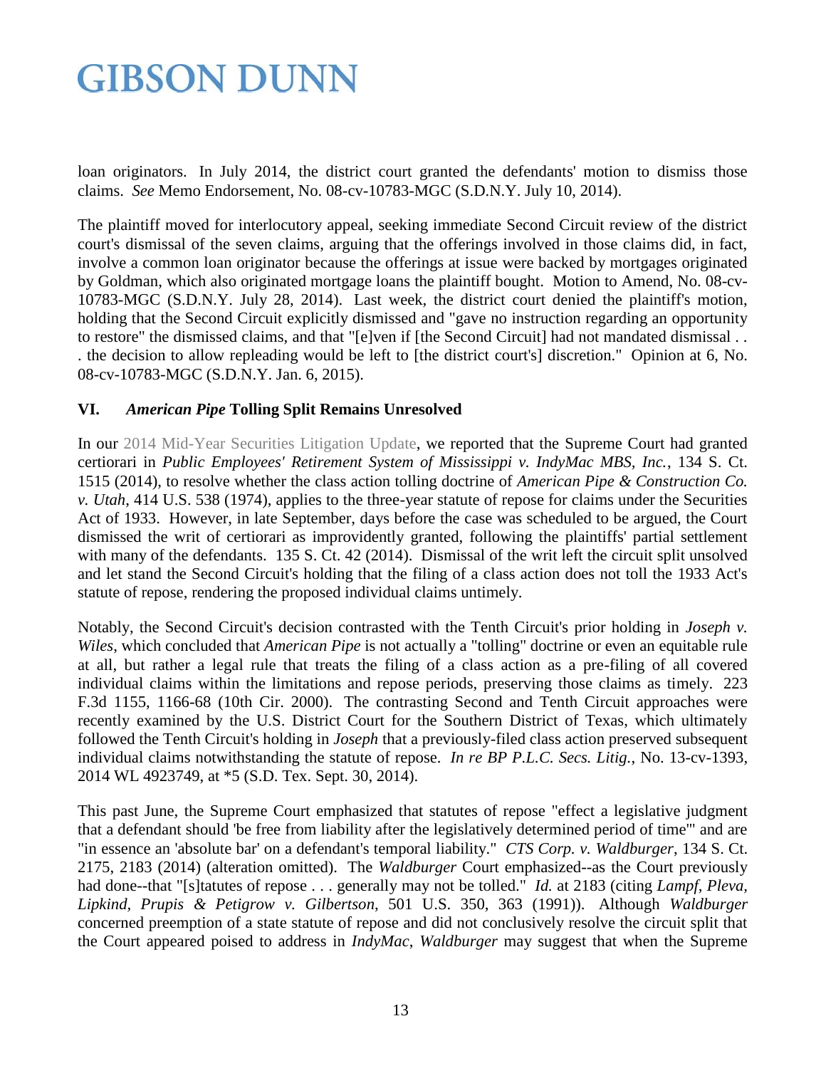loan originators. In July 2014, the district court granted the defendants' motion to dismiss those claims. *See* Memo Endorsement, No. 08-cv-10783-MGC (S.D.N.Y. July 10, 2014).

The plaintiff moved for interlocutory appeal, seeking immediate Second Circuit review of the district court's dismissal of the seven claims, arguing that the offerings involved in those claims did, in fact, involve a common loan originator because the offerings at issue were backed by mortgages originated by Goldman, which also originated mortgage loans the plaintiff bought. Motion to Amend, No. 08-cv-10783-MGC (S.D.N.Y. July 28, 2014). Last week, the district court denied the plaintiff's motion, holding that the Second Circuit explicitly dismissed and "gave no instruction regarding an opportunity to restore" the dismissed claims, and that "[e]ven if [the Second Circuit] had not mandated dismissal . . . the decision to allow repleading would be left to [the district court's] discretion." Opinion at 6, No. 08-cv-10783-MGC (S.D.N.Y. Jan. 6, 2015).

### VI. *American Pipe* Tolling Split Remains Unresolved

In our 2014 Mid-Year Securities Litigation Update, we reported that the Supreme Court had granted certiorari in *Public Employees' Retirement System of Mississippi v. IndyMac MBS, Inc.*, 134 S. Ct. 1515 (2014), to resolve whether the class action tolling doctrine of *American Pipe & Construction Co. v. Utah*, 414 U.S. 538 (1974), applies to the three-year statute of repose for claims under the Securities Act of 1933. However, in late September, days before the case was scheduled to be argued, the Court dismissed the writ of certiorari as improvidently granted, following the plaintiffs' partial settlement with many of the defendants. 135 S. Ct. 42 (2014). Dismissal of the writ left the circuit split unsolved and let stand the Second Circuit's holding that the filing of a class action does not toll the 1933 Act's statute of repose, rendering the proposed individual claims untimely.

Notably, the Second Circuit's decision contrasted with the Tenth Circuit's prior holding in *Joseph v. Wiles*, which concluded that *American Pipe* is not actually a "tolling" doctrine or even an equitable rule at all, but rather a legal rule that treats the filing of a class action as a pre-filing of all covered individual claims within the limitations and repose periods, preserving those claims as timely. 223 F.3d 1155, 1166-68 (10th Cir. 2000). The contrasting Second and Tenth Circuit approaches were recently examined by the U.S. District Court for the Southern District of Texas, which ultimately followed the Tenth Circuit's holding in *Joseph* that a previously-filed class action preserved subsequent individual claims notwithstanding the statute of repose. *In re BP P.L.C. Secs. Litig.*, No. 13-cv-1393, 2014 WL 4923749, at *5 (S.D. Tex. Sept. 30, 2014).

This past June, the Supreme Court emphasized that statutes of repose "effect a legislative judgment that a defendant should 'be free from liability after the legislatively determined period of time'" and are "in essence an 'absolute bar' on a defendant's temporal liability." *CTS Corp. v. Waldburger*, 134 S. Ct. 2175, 2183 (2014) (alteration omitted). The *Waldburger* Court emphasized--as the Court previously had done--that "[s]tatutes of repose . . . generally may not be tolled." *Id.* at 2183 (citing *Lampf, Pleva, Lipkind, Prupis & Petigrow v. Gilbertson*, 501 U.S. 350, 363 (1991)). Although *Waldburger* concerned preemption of a state statute of repose and did not conclusively resolve the circuit split that the Court appeared poised to address in *IndyMac*, *Waldburger* may suggest that when the Supreme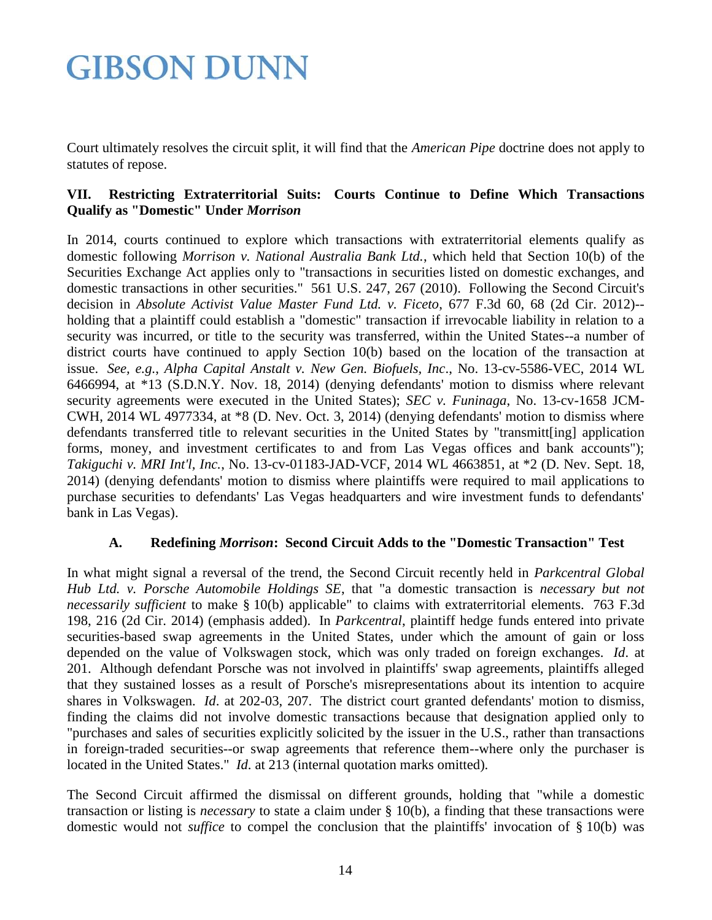Court ultimately resolves the circuit split, it will find that the *American Pipe* doctrine does not apply to statutes of repose.

## VII. Restricting Extraterritorial Suits: Courts Continue to Define Which Transactions Qualify as "Domestic" Under *Morrison*

In 2014, courts continued to explore which transactions with extraterritorial elements qualify as domestic following *Morrison v. National Australia Bank Ltd.*, which held that Section 10(b) of the Securities Exchange Act applies only to "transactions in securities listed on domestic exchanges, and domestic transactions in other securities." 561 U.S. 247, 267 (2010). Following the Second Circuit's decision in *Absolute Activist Value Master Fund Ltd. v. Ficeto*, 677 F.3d 60, 68 (2d Cir. 2012)--holding that a plaintiff could establish a "domestic" transaction if irrevocable liability in relation to a security was incurred, or title to the security was transferred, within the United States--a number of district courts have continued to apply Section 10(b) based on the location of the transaction at issue. *See, e.g.*, *Alpha Capital Anstalt v. New Gen. Biofuels, Inc*., No. 13-cv-5586-VEC, 2014 WL 6466994, at *13 (S.D.N.Y. Nov. 18, 2014) (denying defendants' motion to dismiss where relevant security agreements were executed in the United States); *SEC v. Funinaga*, No. 13-cv-1658 JCM-CWH, 2014 WL 4977334, at *8 (D. Nev. Oct. 3, 2014) (denying defendants' motion to dismiss where defendants transferred title to relevant securities in the United States by "transmitt[ing] application forms, money, and investment certificates to and from Las Vegas offices and bank accounts"); *Takiguchi v. MRI Int'l, Inc.*, No. 13-cv-01183-JAD-VCF, 2014 WL 4663851, at *2 (D. Nev. Sept. 18, 2014) (denying defendants' motion to dismiss where plaintiffs were required to mail applications to purchase securities to defendants' Las Vegas headquarters and wire investment funds to defendants' bank in Las Vegas).

### A. Redefining *Morrison*: Second Circuit Adds to the "Domestic Transaction" Test

In what might signal a reversal of the trend, the Second Circuit recently held in *Parkcentral Global Hub Ltd. v. Porsche Automobile Holdings SE*, that "a domestic transaction is *necessary but not necessarily sufficient* to make § 10(b) applicable" to claims with extraterritorial elements. 763 F.3d 198, 216 (2d Cir. 2014) (emphasis added). In *Parkcentral*, plaintiff hedge funds entered into private securities-based swap agreements in the United States, under which the amount of gain or loss depended on the value of Volkswagen stock, which was only traded on foreign exchanges. *Id*. at 201. Although defendant Porsche was not involved in plaintiffs' swap agreements, plaintiffs alleged that they sustained losses as a result of Porsche's misrepresentations about its intention to acquire shares in Volkswagen. *Id*. at 202-03, 207. The district court granted defendants' motion to dismiss, finding the claims did not involve domestic transactions because that designation applied only to "purchases and sales of securities explicitly solicited by the issuer in the U.S., rather than transactions in foreign-traded securities--or swap agreements that reference them--where only the purchaser is located in the United States." *Id*. at 213 (internal quotation marks omitted).

The Second Circuit affirmed the dismissal on different grounds, holding that "while a domestic transaction or listing is *necessary* to state a claim under § 10(b), a finding that these transactions were domestic would not *suffice* to compel the conclusion that the plaintiffs' invocation of § 10(b) was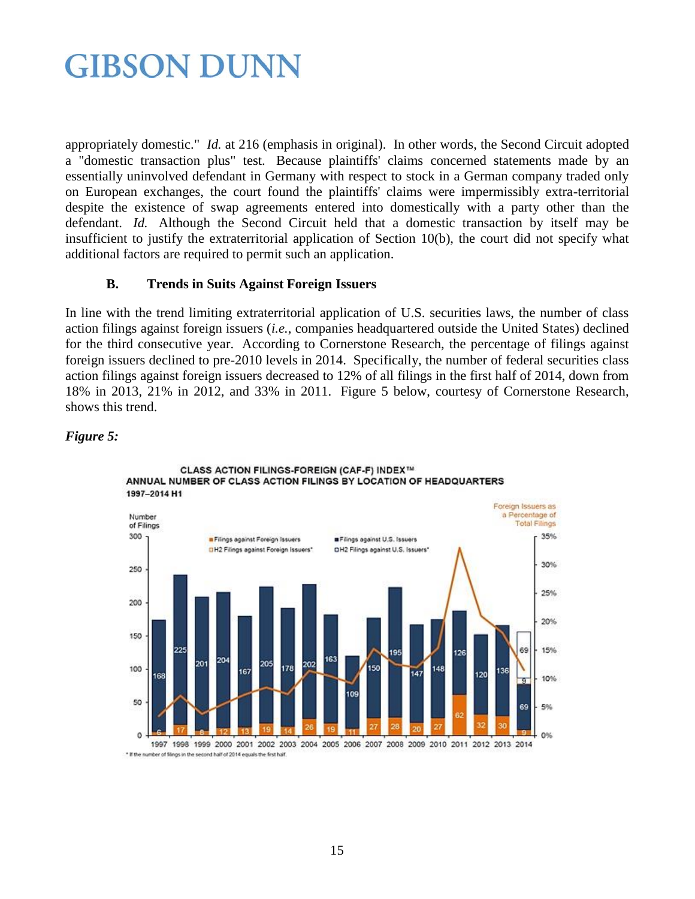appropriately domestic." *Id.* at 216 (emphasis in original). In other words, the Second Circuit adopted a "domestic transaction plus" test. Because plaintiffs' claims concerned statements made by an essentially uninvolved defendant in Germany with respect to stock in a German company traded only on European exchanges, the court found the plaintiffs' claims were impermissibly extra-territorial despite the existence of swap agreements entered into domestically with a party other than the defendant. *Id.* Although the Second Circuit held that a domestic transaction by itself may be insufficient to justify the extraterritorial application of Section 10(b), the court did not specify what additional factors are required to permit such an application.

### B. Trends in Suits Against Foreign Issuers

In line with the trend limiting extraterritorial application of U.S. securities laws, the number of class action filings against foreign issuers (*i.e.*, companies headquartered outside the United States) declined for the third consecutive year. According to Cornerstone Research, the percentage of filings against foreign issuers declined to pre-2010 levels in 2014. Specifically, the number of federal securities class action filings against foreign issuers decreased to 12% of all filings in the first half of 2014, down from 18% in 2013, 21% in 2012, and 33% in 2011. Figure 5 below, courtesy of Cornerstone Research, shows this trend.

***Figure 5:***

CLASS ACTION FILINGS-FOREIGN (CAF-F) INDEX™
ANNUAL NUMBER OF CLASS ACTION FILINGS BY LOCATION OF HEADQUARTERS
1997–2014 H1

| Year | Filings against U.S. Issuers | Filings against Foreign Issuers |
|---|---|---|
| 1997 | 168 | 6 |
| 1998 | 225 | 17 |
| 1999 | 201 | 8 |
| 2000 | 204 | 12 |
| 2001 | 167 | 13 |
| 2002 | 205 | 19 |
| 2003 | 178 | 14 |
| 2004 | 202 | 26 |
| 2005 | 163 | 19 |
| 2006 | 109 | 11 |
| 2007 | 150 | 27 |
| 2008 | 195 | 28 |
| 2009 | 147 | 20 |
| 2010 | 148 | 27 |
| 2011 | 126 | 62 |
| 2012 | 120 | 32 |
| 2013 | 136 | 30 |
| 2014 | 69 (H2*: 69) | 9 (H2*: 9) |

\* If the number of filings in the second half of 2014 equals the first half.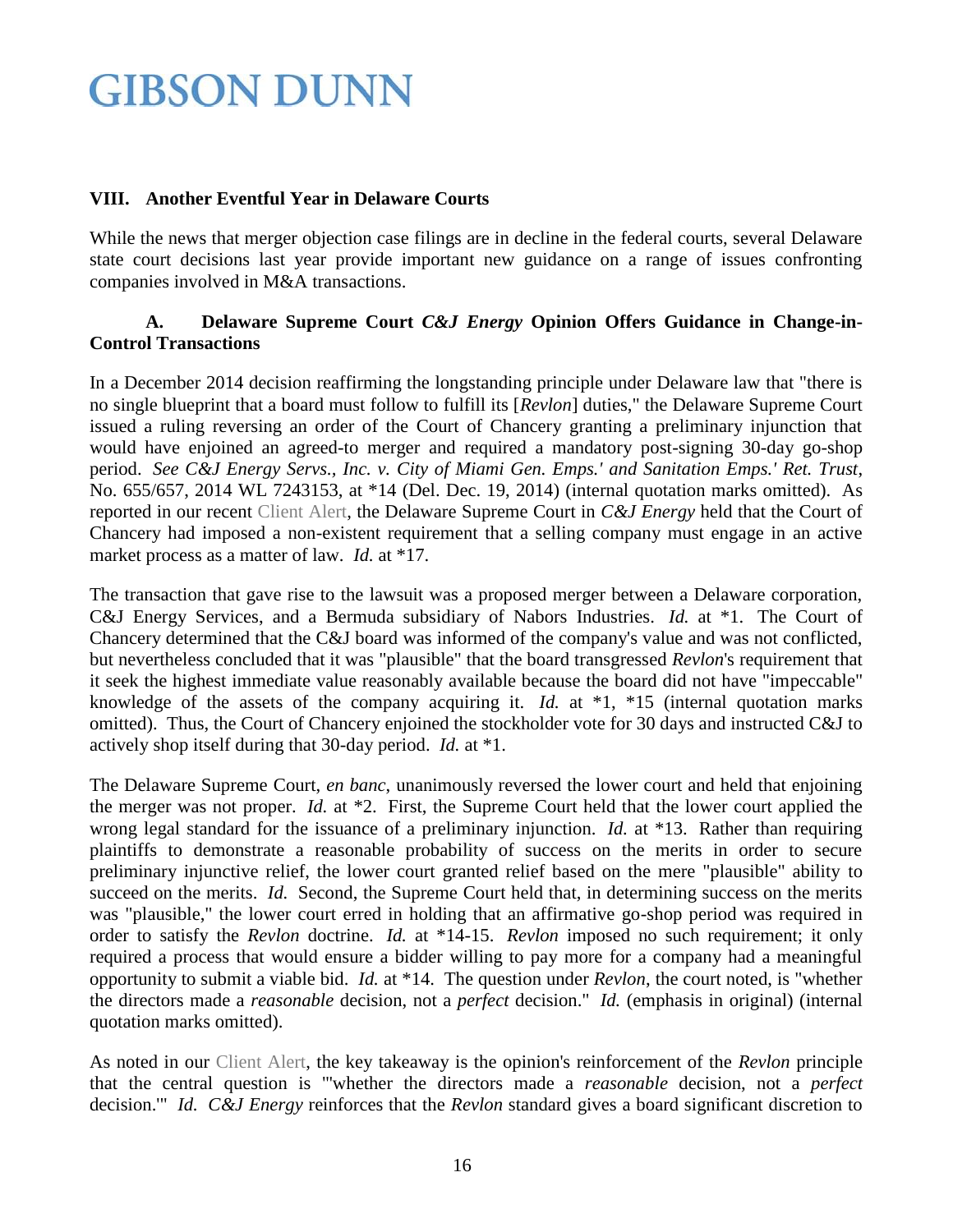### VIII. Another Eventful Year in Delaware Courts

While the news that merger objection case filings are in decline in the federal courts, several Delaware state court decisions last year provide important new guidance on a range of issues confronting companies involved in M&A transactions.

#### A. Delaware Supreme Court *C&J Energy* Opinion Offers Guidance in Change-in-Control Transactions

In a December 2014 decision reaffirming the longstanding principle under Delaware law that "there is no single blueprint that a board must follow to fulfill its [*Revlon*] duties," the Delaware Supreme Court issued a ruling reversing an order of the Court of Chancery granting a preliminary injunction that would have enjoined an agreed-to merger and required a mandatory post-signing 30-day go-shop period. *See C&J Energy Servs., Inc. v. City of Miami Gen. Emps.' and Sanitation Emps.' Ret. Trust*, No. 655/657, 2014 WL 7243153, at *14 (Del. Dec. 19, 2014) (internal quotation marks omitted). As reported in our recent Client Alert, the Delaware Supreme Court in *C&J Energy* held that the Court of Chancery had imposed a non-existent requirement that a selling company must engage in an active market process as a matter of law. *Id.* at *17.

The transaction that gave rise to the lawsuit was a proposed merger between a Delaware corporation, C&J Energy Services, and a Bermuda subsidiary of Nabors Industries. *Id.* at *1. The Court of Chancery determined that the C&J board was informed of the company's value and was not conflicted, but nevertheless concluded that it was "plausible" that the board transgressed *Revlon*'s requirement that it seek the highest immediate value reasonably available because the board did not have "impeccable" knowledge of the assets of the company acquiring it. *Id.* at *1, *15 (internal quotation marks omitted). Thus, the Court of Chancery enjoined the stockholder vote for 30 days and instructed C&J to actively shop itself during that 30-day period. *Id.* at *1.

The Delaware Supreme Court, *en banc*, unanimously reversed the lower court and held that enjoining the merger was not proper. *Id.* at *2. First, the Supreme Court held that the lower court applied the wrong legal standard for the issuance of a preliminary injunction. *Id.* at *13. Rather than requiring plaintiffs to demonstrate a reasonable probability of success on the merits in order to secure preliminary injunctive relief, the lower court granted relief based on the mere "plausible" ability to succeed on the merits. *Id.* Second, the Supreme Court held that, in determining success on the merits was "plausible," the lower court erred in holding that an affirmative go-shop period was required in order to satisfy the *Revlon* doctrine. *Id.* at *14-15. *Revlon* imposed no such requirement; it only required a process that would ensure a bidder willing to pay more for a company had a meaningful opportunity to submit a viable bid. *Id.* at *14. The question under *Revlon*, the court noted, is "whether the directors made a *reasonable* decision, not a *perfect* decision." *Id.* (emphasis in original) (internal quotation marks omitted).

As noted in our Client Alert, the key takeaway is the opinion's reinforcement of the *Revlon* principle that the central question is "'whether the directors made a *reasonable* decision, not a *perfect* decision.'" *Id. C&J Energy* reinforces that the *Revlon* standard gives a board significant discretion to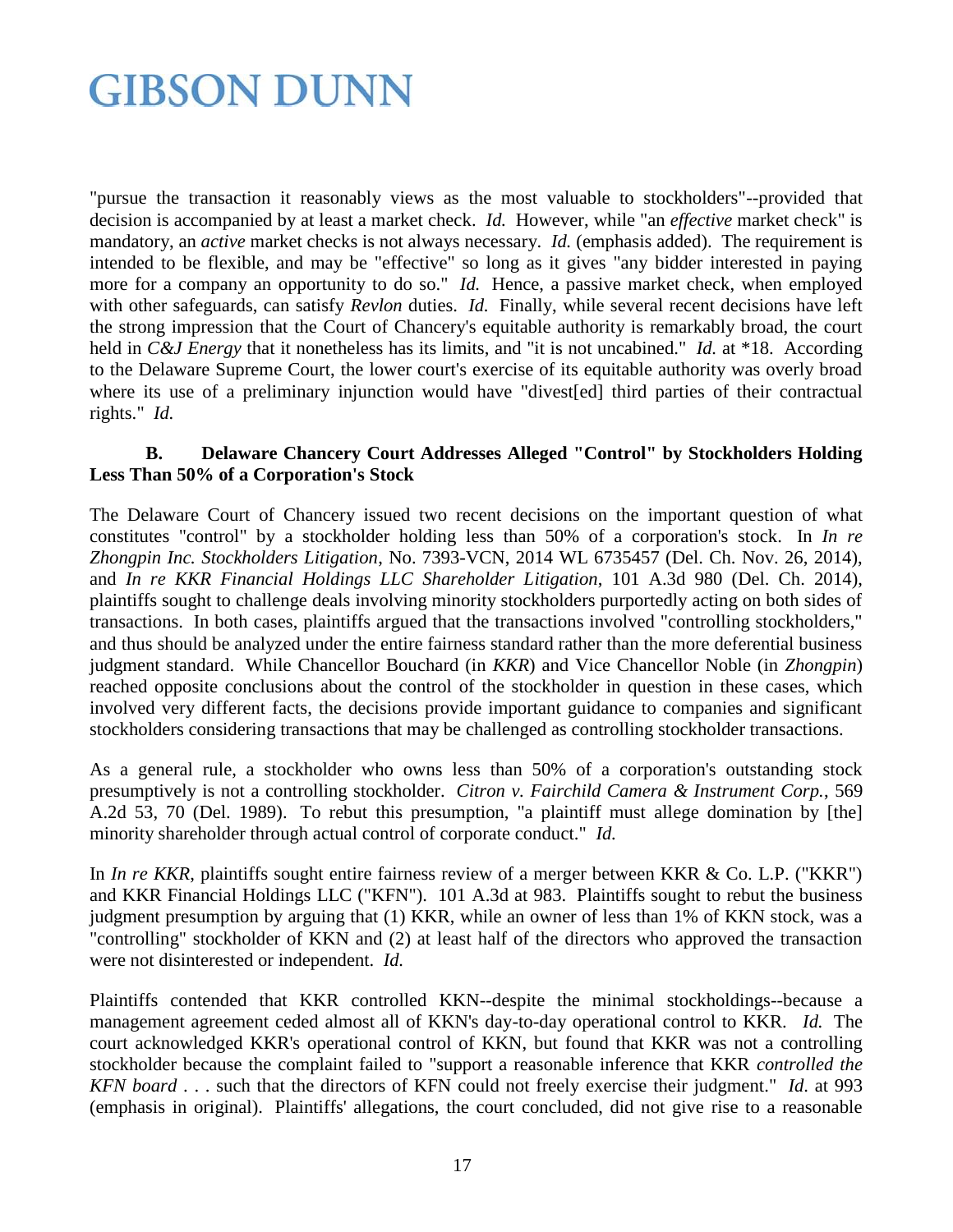"pursue the transaction it reasonably views as the most valuable to stockholders"--provided that decision is accompanied by at least a market check. *Id.* However, while "an *effective* market check" is mandatory, an *active* market checks is not always necessary. *Id.* (emphasis added). The requirement is intended to be flexible, and may be "effective" so long as it gives "any bidder interested in paying more for a company an opportunity to do so." *Id.* Hence, a passive market check, when employed with other safeguards, can satisfy *Revlon* duties. *Id.* Finally, while several recent decisions have left the strong impression that the Court of Chancery's equitable authority is remarkably broad, the court held in *C&J Energy* that it nonetheless has its limits, and "it is not uncabined." *Id.* at \*18. According to the Delaware Supreme Court, the lower court's exercise of its equitable authority was overly broad where its use of a preliminary injunction would have "divest[ed] third parties of their contractual rights." *Id.*

### B. Delaware Chancery Court Addresses Alleged "Control" by Stockholders Holding Less Than 50% of a Corporation's Stock

The Delaware Court of Chancery issued two recent decisions on the important question of what constitutes "control" by a stockholder holding less than 50% of a corporation's stock. In *In re Zhongpin Inc. Stockholders Litigation*, No. 7393-VCN, 2014 WL 6735457 (Del. Ch. Nov. 26, 2014), and *In re KKR Financial Holdings LLC Shareholder Litigation*, 101 A.3d 980 (Del. Ch. 2014), plaintiffs sought to challenge deals involving minority stockholders purportedly acting on both sides of transactions. In both cases, plaintiffs argued that the transactions involved "controlling stockholders," and thus should be analyzed under the entire fairness standard rather than the more deferential business judgment standard. While Chancellor Bouchard (in *KKR*) and Vice Chancellor Noble (in *Zhongpin*) reached opposite conclusions about the control of the stockholder in question in these cases, which involved very different facts, the decisions provide important guidance to companies and significant stockholders considering transactions that may be challenged as controlling stockholder transactions.

As a general rule, a stockholder who owns less than 50% of a corporation's outstanding stock presumptively is not a controlling stockholder. *Citron v. Fairchild Camera & Instrument Corp.*, 569 A.2d 53, 70 (Del. 1989). To rebut this presumption, "a plaintiff must allege domination by [the] minority shareholder through actual control of corporate conduct." *Id.*

In *In re KKR*, plaintiffs sought entire fairness review of a merger between KKR & Co. L.P. ("KKR") and KKR Financial Holdings LLC ("KFN"). 101 A.3d at 983. Plaintiffs sought to rebut the business judgment presumption by arguing that (1) KKR, while an owner of less than 1% of KKN stock, was a "controlling" stockholder of KKN and (2) at least half of the directors who approved the transaction were not disinterested or independent. *Id.*

Plaintiffs contended that KKR controlled KKN--despite the minimal stockholdings--because a management agreement ceded almost all of KKN's day-to-day operational control to KKR. *Id.* The court acknowledged KKR's operational control of KKN, but found that KKR was not a controlling stockholder because the complaint failed to "support a reasonable inference that KKR *controlled the KFN board* . . . such that the directors of KFN could not freely exercise their judgment." *Id.* at 993 (emphasis in original). Plaintiffs' allegations, the court concluded, did not give rise to a reasonable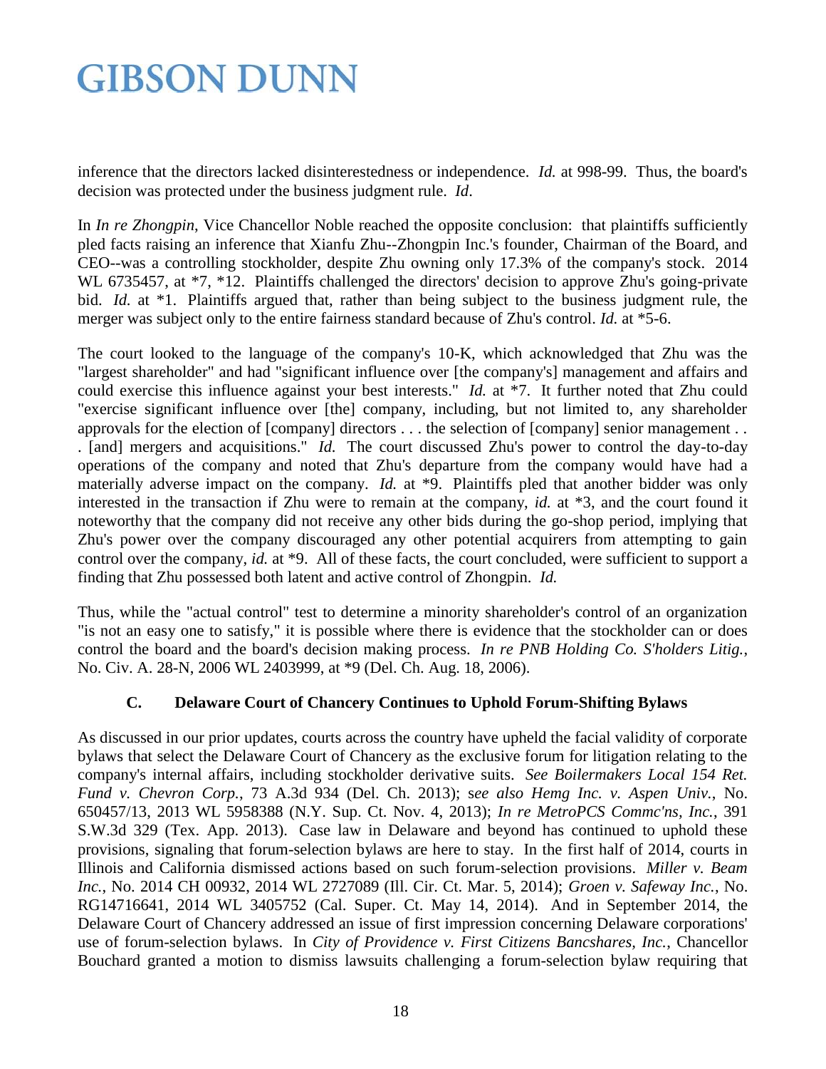inference that the directors lacked disinterestedness or independence. *Id.* at 998-99. Thus, the board's decision was protected under the business judgment rule. *Id*.

In *In re Zhongpin*, Vice Chancellor Noble reached the opposite conclusion: that plaintiffs sufficiently pled facts raising an inference that Xianfu Zhu--Zhongpin Inc.'s founder, Chairman of the Board, and CEO--was a controlling stockholder, despite Zhu owning only 17.3% of the company's stock. 2014 WL 6735457, at *7, *12. Plaintiffs challenged the directors' decision to approve Zhu's going-private bid. *Id.* at *1. Plaintiffs argued that, rather than being subject to the business judgment rule, the merger was subject only to the entire fairness standard because of Zhu's control. *Id.* at *5-6.

The court looked to the language of the company's 10-K, which acknowledged that Zhu was the "largest shareholder" and had "significant influence over [the company's] management and affairs and could exercise this influence against your best interests." *Id.* at *7. It further noted that Zhu could "exercise significant influence over [the] company, including, but not limited to, any shareholder approvals for the election of [company] directors . . . the selection of [company] senior management . . . [and] mergers and acquisitions." *Id.* The court discussed Zhu's power to control the day-to-day operations of the company and noted that Zhu's departure from the company would have had a materially adverse impact on the company. *Id.* at *9. Plaintiffs pled that another bidder was only interested in the transaction if Zhu were to remain at the company, *id.* at *3, and the court found it noteworthy that the company did not receive any other bids during the go-shop period, implying that Zhu's power over the company discouraged any other potential acquirers from attempting to gain control over the company, *id.* at *9. All of these facts, the court concluded, were sufficient to support a finding that Zhu possessed both latent and active control of Zhongpin. *Id.*

Thus, while the "actual control" test to determine a minority shareholder's control of an organization "is not an easy one to satisfy," it is possible where there is evidence that the stockholder can or does control the board and the board's decision making process. *In re PNB Holding Co. S'holders Litig.*, No. Civ. A. 28-N, 2006 WL 2403999, at *9 (Del. Ch. Aug. 18, 2006).

### C. Delaware Court of Chancery Continues to Uphold Forum-Shifting Bylaws

As discussed in our prior updates, courts across the country have upheld the facial validity of corporate bylaws that select the Delaware Court of Chancery as the exclusive forum for litigation relating to the company's internal affairs, including stockholder derivative suits. *See Boilermakers Local 154 Ret. Fund v. Chevron Corp.*, 73 A.3d 934 (Del. Ch. 2013); s*ee also Hemg Inc. v. Aspen Univ.*, No. 650457/13, 2013 WL 5958388 (N.Y. Sup. Ct. Nov. 4, 2013); *In re MetroPCS Commc'ns, Inc.*, 391 S.W.3d 329 (Tex. App. 2013). Case law in Delaware and beyond has continued to uphold these provisions, signaling that forum-selection bylaws are here to stay. In the first half of 2014, courts in Illinois and California dismissed actions based on such forum-selection provisions. *Miller v. Beam Inc.*, No. 2014 CH 00932, 2014 WL 2727089 (Ill. Cir. Ct. Mar. 5, 2014); *Groen v. Safeway Inc.*, No. RG14716641, 2014 WL 3405752 (Cal. Super. Ct. May 14, 2014). And in September 2014, the Delaware Court of Chancery addressed an issue of first impression concerning Delaware corporations' use of forum-selection bylaws. In *City of Providence v. First Citizens Bancshares, Inc.*, Chancellor Bouchard granted a motion to dismiss lawsuits challenging a forum-selection bylaw requiring that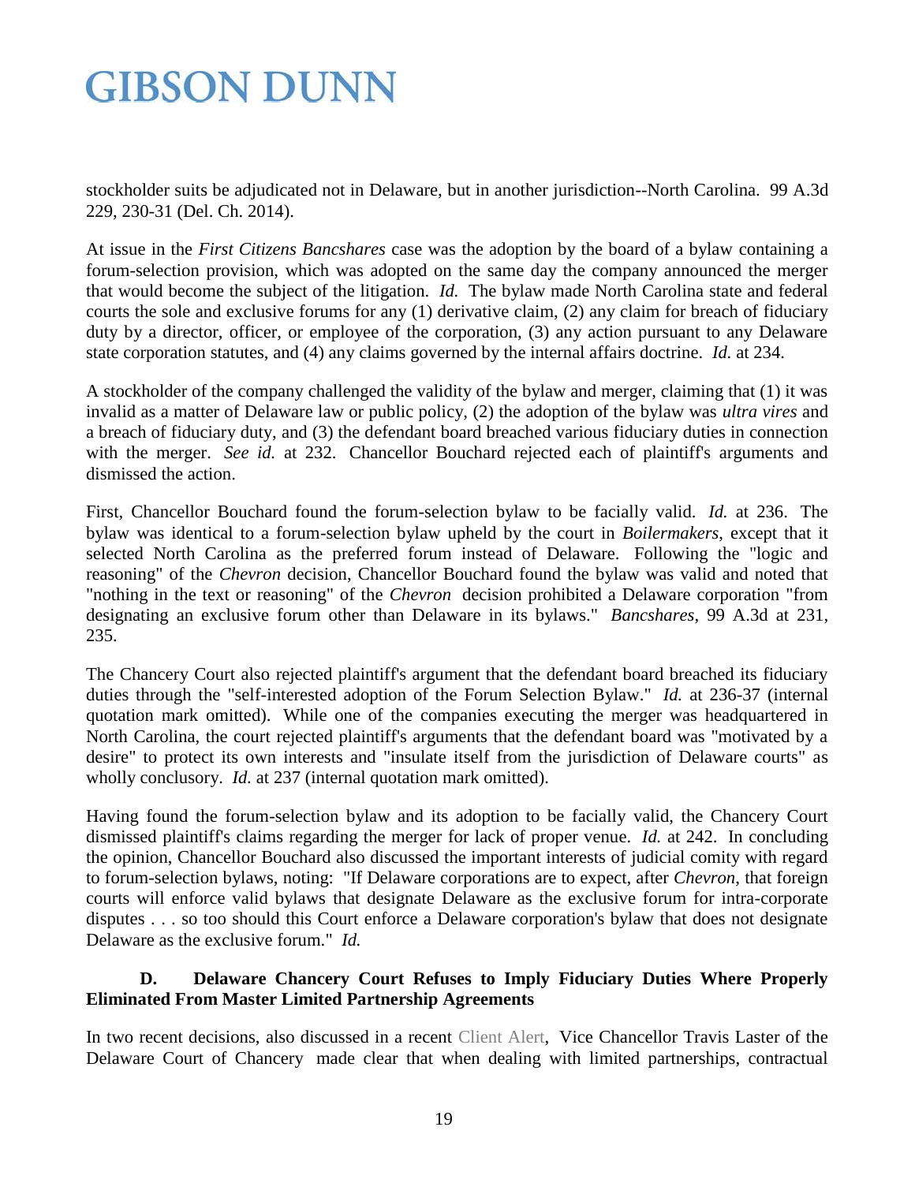stockholder suits be adjudicated not in Delaware, but in another jurisdiction--North Carolina. 99 A.3d 229, 230-31 (Del. Ch. 2014).

At issue in the *First Citizens Bancshares* case was the adoption by the board of a bylaw containing a forum-selection provision, which was adopted on the same day the company announced the merger that would become the subject of the litigation. *Id.* The bylaw made North Carolina state and federal courts the sole and exclusive forums for any (1) derivative claim, (2) any claim for breach of fiduciary duty by a director, officer, or employee of the corporation, (3) any action pursuant to any Delaware state corporation statutes, and (4) any claims governed by the internal affairs doctrine. *Id.* at 234.

A stockholder of the company challenged the validity of the bylaw and merger, claiming that (1) it was invalid as a matter of Delaware law or public policy, (2) the adoption of the bylaw was *ultra vires* and a breach of fiduciary duty, and (3) the defendant board breached various fiduciary duties in connection with the merger. *See id.* at 232. Chancellor Bouchard rejected each of plaintiff's arguments and dismissed the action.

First, Chancellor Bouchard found the forum-selection bylaw to be facially valid. *Id.* at 236. The bylaw was identical to a forum-selection bylaw upheld by the court in *Boilermakers*, except that it selected North Carolina as the preferred forum instead of Delaware. Following the "logic and reasoning" of the *Chevron* decision, Chancellor Bouchard found the bylaw was valid and noted that "nothing in the text or reasoning" of the *Chevron* decision prohibited a Delaware corporation "from designating an exclusive forum other than Delaware in its bylaws." *Bancshares*, 99 A.3d at 231, 235.

The Chancery Court also rejected plaintiff's argument that the defendant board breached its fiduciary duties through the "self-interested adoption of the Forum Selection Bylaw." *Id.* at 236-37 (internal quotation mark omitted). While one of the companies executing the merger was headquartered in North Carolina, the court rejected plaintiff's arguments that the defendant board was "motivated by a desire" to protect its own interests and "insulate itself from the jurisdiction of Delaware courts" as wholly conclusory. *Id.* at 237 (internal quotation mark omitted).

Having found the forum-selection bylaw and its adoption to be facially valid, the Chancery Court dismissed plaintiff's claims regarding the merger for lack of proper venue. *Id.* at 242. In concluding the opinion, Chancellor Bouchard also discussed the important interests of judicial comity with regard to forum-selection bylaws, noting: "If Delaware corporations are to expect, after *Chevron*, that foreign courts will enforce valid bylaws that designate Delaware as the exclusive forum for intra-corporate disputes . . . so too should this Court enforce a Delaware corporation's bylaw that does not designate Delaware as the exclusive forum." *Id.*

### D. Delaware Chancery Court Refuses to Imply Fiduciary Duties Where Properly Eliminated From Master Limited Partnership Agreements

In two recent decisions, also discussed in a recent Client Alert, Vice Chancellor Travis Laster of the Delaware Court of Chancery made clear that when dealing with limited partnerships, contractual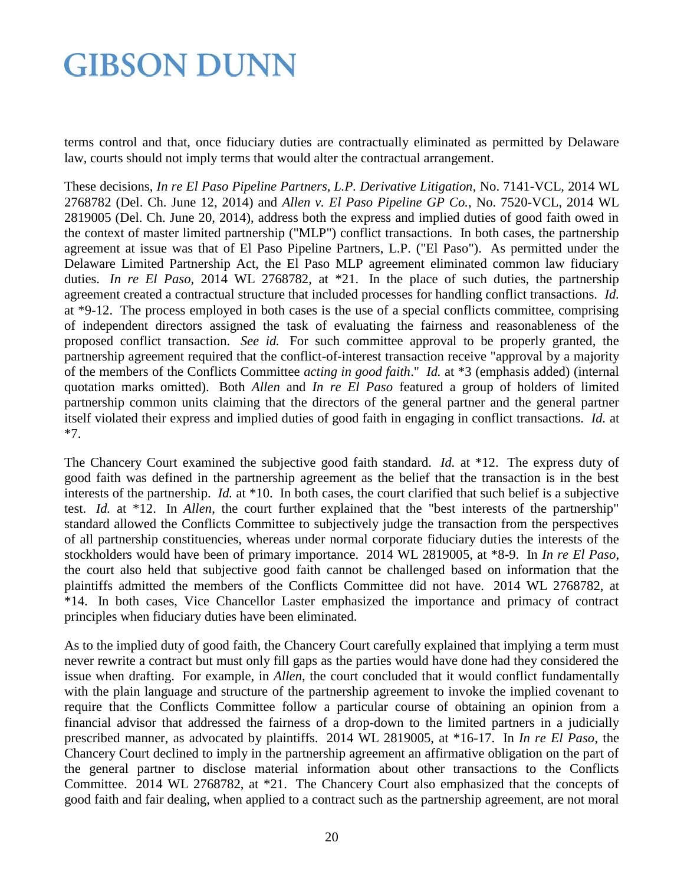terms control and that, once fiduciary duties are contractually eliminated as permitted by Delaware law, courts should not imply terms that would alter the contractual arrangement.

These decisions, *In re El Paso Pipeline Partners, L.P. Derivative Litigation*, No. 7141-VCL, 2014 WL 2768782 (Del. Ch. June 12, 2014) and *Allen v. El Paso Pipeline GP Co.*, No. 7520-VCL, 2014 WL 2819005 (Del. Ch. June 20, 2014), address both the express and implied duties of good faith owed in the context of master limited partnership ("MLP") conflict transactions. In both cases, the partnership agreement at issue was that of El Paso Pipeline Partners, L.P. ("El Paso"). As permitted under the Delaware Limited Partnership Act, the El Paso MLP agreement eliminated common law fiduciary duties. *In re El Paso*, 2014 WL 2768782, at \*21. In the place of such duties, the partnership agreement created a contractual structure that included processes for handling conflict transactions. *Id.* at \*9-12. The process employed in both cases is the use of a special conflicts committee, comprising of independent directors assigned the task of evaluating the fairness and reasonableness of the proposed conflict transaction. *See id.* For such committee approval to be properly granted, the partnership agreement required that the conflict-of-interest transaction receive "approval by a majority of the members of the Conflicts Committee *acting in good faith*." *Id.* at \*3 (emphasis added) (internal quotation marks omitted). Both *Allen* and *In re El Paso* featured a group of holders of limited partnership common units claiming that the directors of the general partner and the general partner itself violated their express and implied duties of good faith in engaging in conflict transactions. *Id.* at \*7.

The Chancery Court examined the subjective good faith standard. *Id.* at \*12. The express duty of good faith was defined in the partnership agreement as the belief that the transaction is in the best interests of the partnership. *Id.* at \*10. In both cases, the court clarified that such belief is a subjective test. *Id.* at \*12. In *Allen*, the court further explained that the "best interests of the partnership" standard allowed the Conflicts Committee to subjectively judge the transaction from the perspectives of all partnership constituencies, whereas under normal corporate fiduciary duties the interests of the stockholders would have been of primary importance. 2014 WL 2819005, at \*8-9. In *In re El Paso*, the court also held that subjective good faith cannot be challenged based on information that the plaintiffs admitted the members of the Conflicts Committee did not have. 2014 WL 2768782, at \*14. In both cases, Vice Chancellor Laster emphasized the importance and primacy of contract principles when fiduciary duties have been eliminated.

As to the implied duty of good faith, the Chancery Court carefully explained that implying a term must never rewrite a contract but must only fill gaps as the parties would have done had they considered the issue when drafting. For example, in *Allen*, the court concluded that it would conflict fundamentally with the plain language and structure of the partnership agreement to invoke the implied covenant to require that the Conflicts Committee follow a particular course of obtaining an opinion from a financial advisor that addressed the fairness of a drop-down to the limited partners in a judicially prescribed manner, as advocated by plaintiffs. 2014 WL 2819005, at \*16-17. In *In re El Paso*, the Chancery Court declined to imply in the partnership agreement an affirmative obligation on the part of the general partner to disclose material information about other transactions to the Conflicts Committee. 2014 WL 2768782, at \*21. The Chancery Court also emphasized that the concepts of good faith and fair dealing, when applied to a contract such as the partnership agreement, are not moral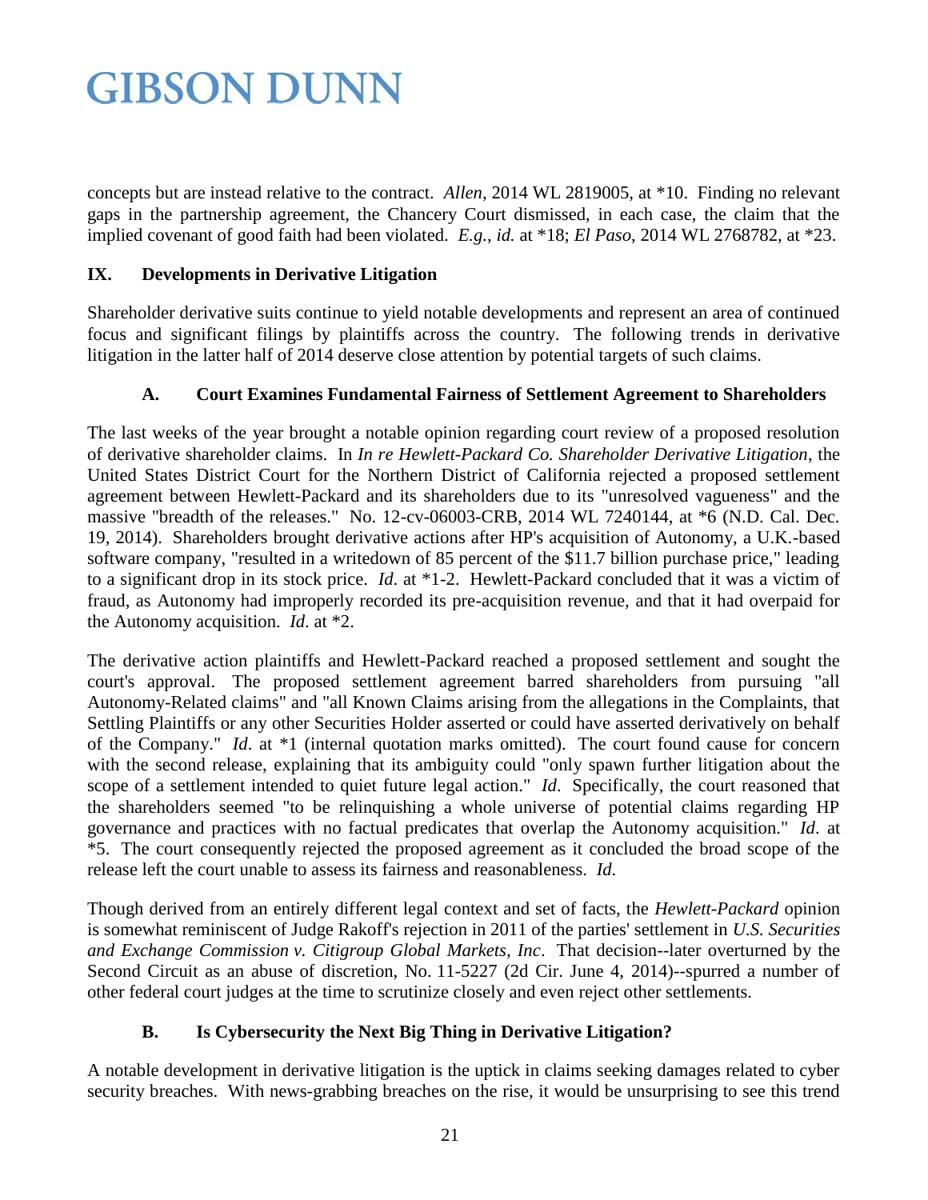concepts but are instead relative to the contract. *Allen*, 2014 WL 2819005, at *10. Finding no relevant gaps in the partnership agreement, the Chancery Court dismissed, in each case, the claim that the implied covenant of good faith had been violated. *E.g.*, *id.* at *18; *El Paso*, 2014 WL 2768782, at *23.

## IX. Developments in Derivative Litigation

Shareholder derivative suits continue to yield notable developments and represent an area of continued focus and significant filings by plaintiffs across the country. The following trends in derivative litigation in the latter half of 2014 deserve close attention by potential targets of such claims.

### A. Court Examines Fundamental Fairness of Settlement Agreement to Shareholders

The last weeks of the year brought a notable opinion regarding court review of a proposed resolution of derivative shareholder claims. In *In re Hewlett-Packard Co. Shareholder Derivative Litigation*, the United States District Court for the Northern District of California rejected a proposed settlement agreement between Hewlett-Packard and its shareholders due to its "unresolved vagueness" and the massive "breadth of the releases." No. 12-cv-06003-CRB, 2014 WL 7240144, at *6 (N.D. Cal. Dec. 19, 2014). Shareholders brought derivative actions after HP's acquisition of Autonomy, a U.K.-based software company, "resulted in a writedown of 85 percent of the $11.7 billion purchase price," leading to a significant drop in its stock price. *Id*. at *1-2. Hewlett-Packard concluded that it was a victim of fraud, as Autonomy had improperly recorded its pre-acquisition revenue, and that it had overpaid for the Autonomy acquisition. *Id*. at *2.

The derivative action plaintiffs and Hewlett-Packard reached a proposed settlement and sought the court's approval. The proposed settlement agreement barred shareholders from pursuing "all Autonomy-Related claims" and "all Known Claims arising from the allegations in the Complaints, that Settling Plaintiffs or any other Securities Holder asserted or could have asserted derivatively on behalf of the Company." *Id*. at *1 (internal quotation marks omitted). The court found cause for concern with the second release, explaining that its ambiguity could "only spawn further litigation about the scope of a settlement intended to quiet future legal action." *Id*. Specifically, the court reasoned that the shareholders seemed "to be relinquishing a whole universe of potential claims regarding HP governance and practices with no factual predicates that overlap the Autonomy acquisition." *Id*. at *5. The court consequently rejected the proposed agreement as it concluded the broad scope of the release left the court unable to assess its fairness and reasonableness. *Id*.

Though derived from an entirely different legal context and set of facts, the *Hewlett-Packard* opinion is somewhat reminiscent of Judge Rakoff's rejection in 2011 of the parties' settlement in *U.S. Securities and Exchange Commission v. Citigroup Global Markets, Inc*. That decision--later overturned by the Second Circuit as an abuse of discretion, No. 11-5227 (2d Cir. June 4, 2014)--spurred a number of other federal court judges at the time to scrutinize closely and even reject other settlements.

### B. Is Cybersecurity the Next Big Thing in Derivative Litigation?

A notable development in derivative litigation is the uptick in claims seeking damages related to cyber security breaches. With news-grabbing breaches on the rise, it would be unsurprising to see this trend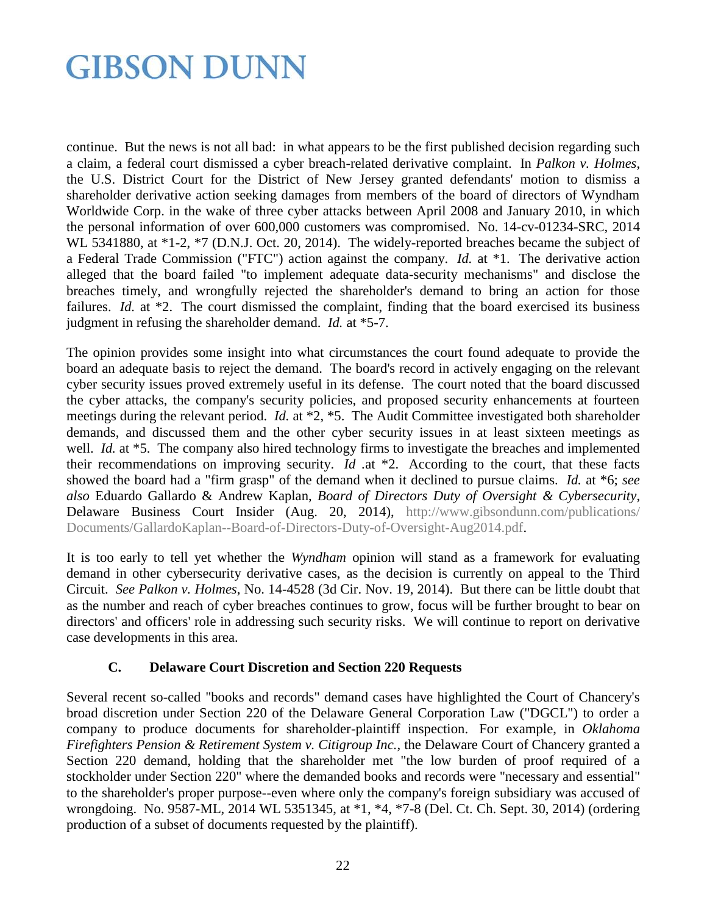continue. But the news is not all bad: in what appears to be the first published decision regarding such a claim, a federal court dismissed a cyber breach-related derivative complaint. In *Palkon v. Holmes*, the U.S. District Court for the District of New Jersey granted defendants' motion to dismiss a shareholder derivative action seeking damages from members of the board of directors of Wyndham Worldwide Corp. in the wake of three cyber attacks between April 2008 and January 2010, in which the personal information of over 600,000 customers was compromised. No. 14-cv-01234-SRC, 2014 WL 5341880, at *1-2, *7 (D.N.J. Oct. 20, 2014). The widely-reported breaches became the subject of a Federal Trade Commission ("FTC") action against the company. *Id.* at *1. The derivative action alleged that the board failed "to implement adequate data-security mechanisms" and disclose the breaches timely, and wrongfully rejected the shareholder's demand to bring an action for those failures. *Id.* at *2. The court dismissed the complaint, finding that the board exercised its business judgment in refusing the shareholder demand. *Id.* at *5-7.

The opinion provides some insight into what circumstances the court found adequate to provide the board an adequate basis to reject the demand. The board's record in actively engaging on the relevant cyber security issues proved extremely useful in its defense. The court noted that the board discussed the cyber attacks, the company's security policies, and proposed security enhancements at fourteen meetings during the relevant period. *Id.* at *2, *5. The Audit Committee investigated both shareholder demands, and discussed them and the other cyber security issues in at least sixteen meetings as well. *Id.* at *5. The company also hired technology firms to investigate the breaches and implemented their recommendations on improving security. *Id* .at *2. According to the court, that these facts showed the board had a "firm grasp" of the demand when it declined to pursue claims. *Id.* at *6; *see also* Eduardo Gallardo & Andrew Kaplan, *Board of Directors Duty of Oversight & Cybersecurity*, Delaware Business Court Insider (Aug. 20, 2014), http://www.gibsondunn.com/publications/Documents/GallardoKaplan--Board-of-Directors-Duty-of-Oversight-Aug2014.pdf.

It is too early to tell yet whether the *Wyndham* opinion will stand as a framework for evaluating demand in other cybersecurity derivative cases, as the decision is currently on appeal to the Third Circuit. *See Palkon v. Holmes*, No. 14-4528 (3d Cir. Nov. 19, 2014). But there can be little doubt that as the number and reach of cyber breaches continues to grow, focus will be further brought to bear on directors' and officers' role in addressing such security risks. We will continue to report on derivative case developments in this area.

### C. Delaware Court Discretion and Section 220 Requests

Several recent so-called "books and records" demand cases have highlighted the Court of Chancery's broad discretion under Section 220 of the Delaware General Corporation Law ("DGCL") to order a company to produce documents for shareholder-plaintiff inspection. For example, in *Oklahoma Firefighters Pension & Retirement System v. Citigroup Inc.*, the Delaware Court of Chancery granted a Section 220 demand, holding that the shareholder met "the low burden of proof required of a stockholder under Section 220" where the demanded books and records were "necessary and essential" to the shareholder's proper purpose--even where only the company's foreign subsidiary was accused of wrongdoing. No. 9587-ML, 2014 WL 5351345, at *1, *4, *7-8 (Del. Ct. Ch. Sept. 30, 2014) (ordering production of a subset of documents requested by the plaintiff).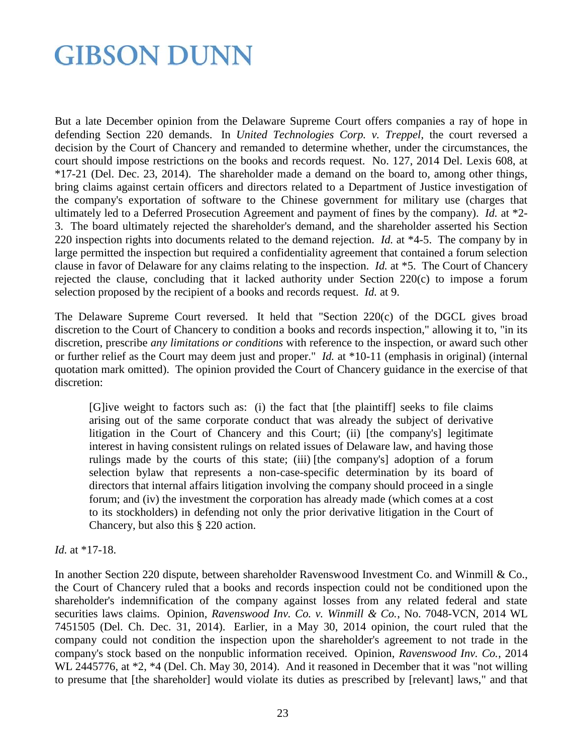But a late December opinion from the Delaware Supreme Court offers companies a ray of hope in defending Section 220 demands. In *United Technologies Corp. v. Treppel*, the court reversed a decision by the Court of Chancery and remanded to determine whether, under the circumstances, the court should impose restrictions on the books and records request. No. 127, 2014 Del. Lexis 608, at *17-21 (Del. Dec. 23, 2014). The shareholder made a demand on the board to, among other things, bring claims against certain officers and directors related to a Department of Justice investigation of the company's exportation of software to the Chinese government for military use (charges that ultimately led to a Deferred Prosecution Agreement and payment of fines by the company). *Id.* at *2-3. The board ultimately rejected the shareholder's demand, and the shareholder asserted his Section 220 inspection rights into documents related to the demand rejection. *Id.* at *4-5. The company by in large permitted the inspection but required a confidentiality agreement that contained a forum selection clause in favor of Delaware for any claims relating to the inspection. *Id.* at *5. The Court of Chancery rejected the clause, concluding that it lacked authority under Section 220(c) to impose a forum selection proposed by the recipient of a books and records request. *Id.* at 9.

The Delaware Supreme Court reversed. It held that "Section 220(c) of the DGCL gives broad discretion to the Court of Chancery to condition a books and records inspection," allowing it to, "in its discretion, prescribe *any limitations or conditions* with reference to the inspection, or award such other or further relief as the Court may deem just and proper." *Id.* at *10-11 (emphasis in original) (internal quotation mark omitted). The opinion provided the Court of Chancery guidance in the exercise of that discretion:

> [G]ive weight to factors such as: (i) the fact that [the plaintiff] seeks to file claims arising out of the same corporate conduct that was already the subject of derivative litigation in the Court of Chancery and this Court; (ii) [the company's] legitimate interest in having consistent rulings on related issues of Delaware law, and having those rulings made by the courts of this state; (iii) [the company's] adoption of a forum selection bylaw that represents a non-case-specific determination by its board of directors that internal affairs litigation involving the company should proceed in a single forum; and (iv) the investment the corporation has already made (which comes at a cost to its stockholders) in defending not only the prior derivative litigation in the Court of Chancery, but also this § 220 action.

*Id.* at *17-18.

In another Section 220 dispute, between shareholder Ravenswood Investment Co. and Winmill & Co., the Court of Chancery ruled that a books and records inspection could not be conditioned upon the shareholder's indemnification of the company against losses from any related federal and state securities laws claims. Opinion, *Ravenswood Inv. Co. v. Winmill & Co.*, No. 7048-VCN, 2014 WL 7451505 (Del. Ch. Dec. 31, 2014). Earlier, in a May 30, 2014 opinion, the court ruled that the company could not condition the inspection upon the shareholder's agreement to not trade in the company's stock based on the nonpublic information received. Opinion, *Ravenswood Inv. Co.*, 2014 WL 2445776, at *2, *4 (Del. Ch. May 30, 2014). And it reasoned in December that it was "not willing to presume that [the shareholder] would violate its duties as prescribed by [relevant] laws," and that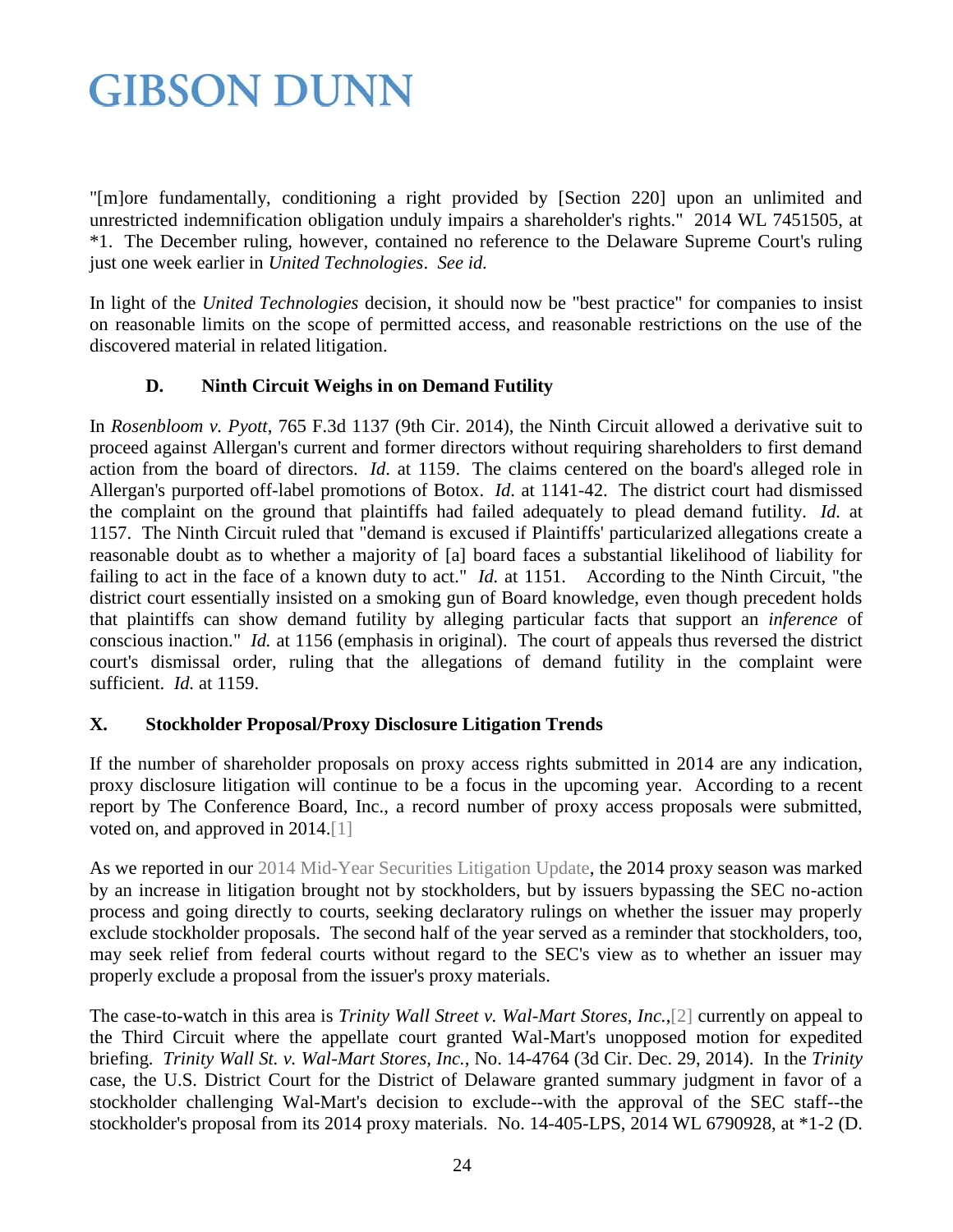"[m]ore fundamentally, conditioning a right provided by [Section 220] upon an unlimited and unrestricted indemnification obligation unduly impairs a shareholder's rights." 2014 WL 7451505, at *1. The December ruling, however, contained no reference to the Delaware Supreme Court's ruling just one week earlier in *United Technologies*. *See id.*

In light of the *United Technologies* decision, it should now be "best practice" for companies to insist on reasonable limits on the scope of permitted access, and reasonable restrictions on the use of the discovered material in related litigation.

### D. Ninth Circuit Weighs in on Demand Futility

In *Rosenbloom v. Pyott*, 765 F.3d 1137 (9th Cir. 2014), the Ninth Circuit allowed a derivative suit to proceed against Allergan's current and former directors without requiring shareholders to first demand action from the board of directors. *Id*. at 1159. The claims centered on the board's alleged role in Allergan's purported off-label promotions of Botox. *Id*. at 1141-42. The district court had dismissed the complaint on the ground that plaintiffs had failed adequately to plead demand futility. *Id.* at 1157. The Ninth Circuit ruled that "demand is excused if Plaintiffs' particularized allegations create a reasonable doubt as to whether a majority of [a] board faces a substantial likelihood of liability for failing to act in the face of a known duty to act." *Id.* at 1151. According to the Ninth Circuit, "the district court essentially insisted on a smoking gun of Board knowledge, even though precedent holds that plaintiffs can show demand futility by alleging particular facts that support an *inference* of conscious inaction." *Id.* at 1156 (emphasis in original). The court of appeals thus reversed the district court's dismissal order, ruling that the allegations of demand futility in the complaint were sufficient. *Id.* at 1159.

## X. Stockholder Proposal/Proxy Disclosure Litigation Trends

If the number of shareholder proposals on proxy access rights submitted in 2014 are any indication, proxy disclosure litigation will continue to be a focus in the upcoming year. According to a recent report by The Conference Board, Inc., a record number of proxy access proposals were submitted, voted on, and approved in 2014.[1]

As we reported in our 2014 Mid-Year Securities Litigation Update, the 2014 proxy season was marked by an increase in litigation brought not by stockholders, but by issuers bypassing the SEC no-action process and going directly to courts, seeking declaratory rulings on whether the issuer may properly exclude stockholder proposals. The second half of the year served as a reminder that stockholders, too, may seek relief from federal courts without regard to the SEC's view as to whether an issuer may properly exclude a proposal from the issuer's proxy materials.

The case-to-watch in this area is *Trinity Wall Street v. Wal-Mart Stores, Inc.*,[2] currently on appeal to the Third Circuit where the appellate court granted Wal-Mart's unopposed motion for expedited briefing. *Trinity Wall St. v. Wal-Mart Stores, Inc.*, No. 14-4764 (3d Cir. Dec. 29, 2014). In the *Trinity* case, the U.S. District Court for the District of Delaware granted summary judgment in favor of a stockholder challenging Wal-Mart's decision to exclude--with the approval of the SEC staff--the stockholder's proposal from its 2014 proxy materials. No. 14-405-LPS, 2014 WL 6790928, at *1-2 (D.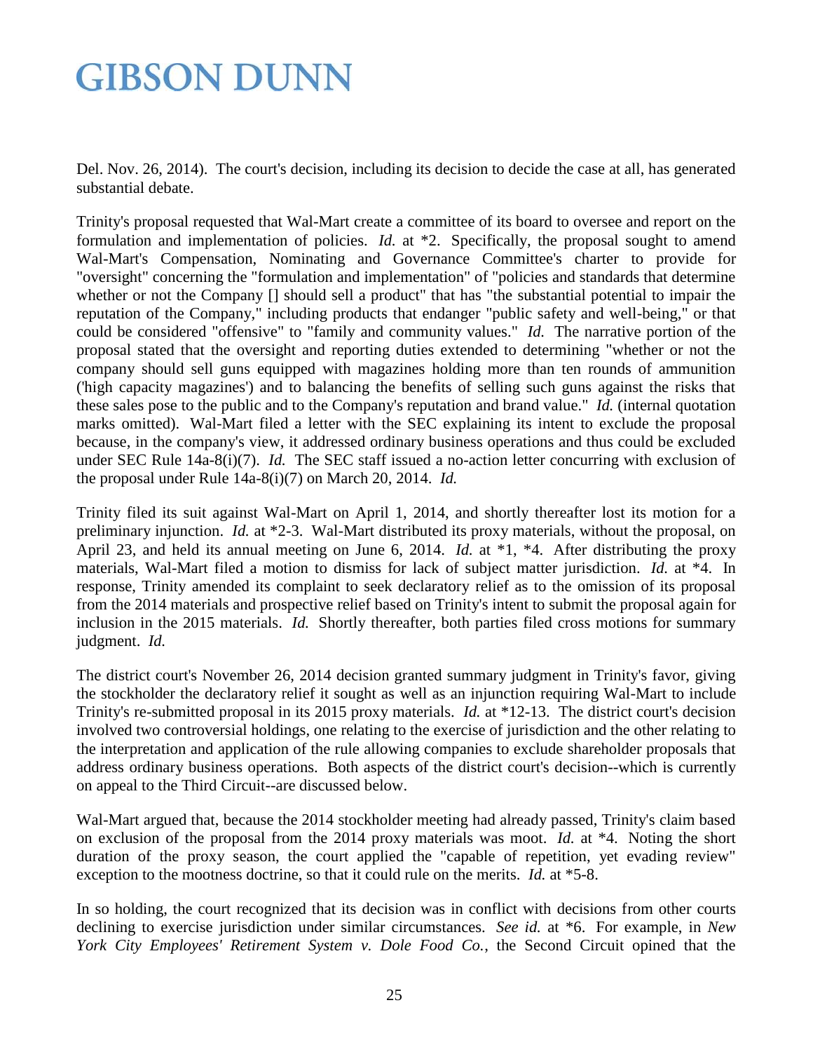Del. Nov. 26, 2014). The court's decision, including its decision to decide the case at all, has generated substantial debate.

Trinity's proposal requested that Wal-Mart create a committee of its board to oversee and report on the formulation and implementation of policies. *Id.* at *2. Specifically, the proposal sought to amend Wal-Mart's Compensation, Nominating and Governance Committee's charter to provide for "oversight" concerning the "formulation and implementation" of "policies and standards that determine whether or not the Company [] should sell a product" that has "the substantial potential to impair the reputation of the Company," including products that endanger "public safety and well-being," or that could be considered "offensive" to "family and community values." *Id.* The narrative portion of the proposal stated that the oversight and reporting duties extended to determining "whether or not the company should sell guns equipped with magazines holding more than ten rounds of ammunition ('high capacity magazines') and to balancing the benefits of selling such guns against the risks that these sales pose to the public and to the Company's reputation and brand value." *Id.* (internal quotation marks omitted). Wal-Mart filed a letter with the SEC explaining its intent to exclude the proposal because, in the company's view, it addressed ordinary business operations and thus could be excluded under SEC Rule 14a-8(i)(7). *Id.* The SEC staff issued a no-action letter concurring with exclusion of the proposal under Rule 14a-8(i)(7) on March 20, 2014. *Id.*

Trinity filed its suit against Wal-Mart on April 1, 2014, and shortly thereafter lost its motion for a preliminary injunction. *Id.* at *2-3. Wal-Mart distributed its proxy materials, without the proposal, on April 23, and held its annual meeting on June 6, 2014. *Id.* at *1, *4. After distributing the proxy materials, Wal-Mart filed a motion to dismiss for lack of subject matter jurisdiction. *Id.* at *4. In response, Trinity amended its complaint to seek declaratory relief as to the omission of its proposal from the 2014 materials and prospective relief based on Trinity's intent to submit the proposal again for inclusion in the 2015 materials. *Id.* Shortly thereafter, both parties filed cross motions for summary judgment. *Id.*

The district court's November 26, 2014 decision granted summary judgment in Trinity's favor, giving the stockholder the declaratory relief it sought as well as an injunction requiring Wal-Mart to include Trinity's re-submitted proposal in its 2015 proxy materials. *Id.* at *12-13. The district court's decision involved two controversial holdings, one relating to the exercise of jurisdiction and the other relating to the interpretation and application of the rule allowing companies to exclude shareholder proposals that address ordinary business operations. Both aspects of the district court's decision--which is currently on appeal to the Third Circuit--are discussed below.

Wal-Mart argued that, because the 2014 stockholder meeting had already passed, Trinity's claim based on exclusion of the proposal from the 2014 proxy materials was moot. *Id.* at *4. Noting the short duration of the proxy season, the court applied the "capable of repetition, yet evading review" exception to the mootness doctrine, so that it could rule on the merits. *Id.* at *5-8.

In so holding, the court recognized that its decision was in conflict with decisions from other courts declining to exercise jurisdiction under similar circumstances. *See id.* at *6. For example, in *New York City Employees' Retirement System v. Dole Food Co.*, the Second Circuit opined that the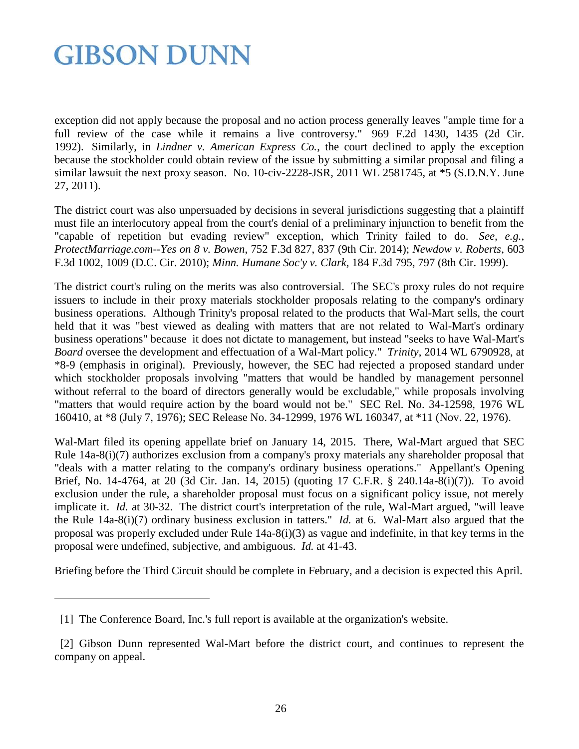exception did not apply because the proposal and no action process generally leaves "ample time for a full review of the case while it remains a live controversy." 969 F.2d 1430, 1435 (2d Cir. 1992). Similarly, in *Lindner v. American Express Co.*, the court declined to apply the exception because the stockholder could obtain review of the issue by submitting a similar proposal and filing a similar lawsuit the next proxy season. No. 10-civ-2228-JSR, 2011 WL 2581745, at *5 (S.D.N.Y. June 27, 2011).

The district court was also unpersuaded by decisions in several jurisdictions suggesting that a plaintiff must file an interlocutory appeal from the court's denial of a preliminary injunction to benefit from the "capable of repetition but evading review" exception, which Trinity failed to do. *See, e.g.*, *ProtectMarriage.com--Yes on 8 v. Bowen*, 752 F.3d 827, 837 (9th Cir. 2014); *Newdow v. Roberts*, 603 F.3d 1002, 1009 (D.C. Cir. 2010); *Minn. Humane Soc'y v. Clark*, 184 F.3d 795, 797 (8th Cir. 1999).

The district court's ruling on the merits was also controversial. The SEC's proxy rules do not require issuers to include in their proxy materials stockholder proposals relating to the company's ordinary business operations. Although Trinity's proposal related to the products that Wal-Mart sells, the court held that it was "best viewed as dealing with matters that are not related to Wal-Mart's ordinary business operations" because it does not dictate to management, but instead "seeks to have Wal-Mart's *Board* oversee the development and effectuation of a Wal-Mart policy." *Trinity*, 2014 WL 6790928, at *8-9 (emphasis in original). Previously, however, the SEC had rejected a proposed standard under which stockholder proposals involving "matters that would be handled by management personnel without referral to the board of directors generally would be excludable," while proposals involving "matters that would require action by the board would not be." SEC Rel. No. 34-12598, 1976 WL 160410, at *8 (July 7, 1976); SEC Release No. 34-12999, 1976 WL 160347, at *11 (Nov. 22, 1976).

Wal-Mart filed its opening appellate brief on January 14, 2015. There, Wal-Mart argued that SEC Rule 14a-8(i)(7) authorizes exclusion from a company's proxy materials any shareholder proposal that "deals with a matter relating to the company's ordinary business operations." Appellant's Opening Brief, No. 14-4764, at 20 (3d Cir. Jan. 14, 2015) (quoting 17 C.F.R. § 240.14a-8(i)(7)). To avoid exclusion under the rule, a shareholder proposal must focus on a significant policy issue, not merely implicate it. *Id.* at 30-32. The district court's interpretation of the rule, Wal-Mart argued, "will leave the Rule 14a-8(i)(7) ordinary business exclusion in tatters." *Id.* at 6. Wal-Mart also argued that the proposal was properly excluded under Rule 14a-8(i)(3) as vague and indefinite, in that key terms in the proposal were undefined, subjective, and ambiguous. *Id.* at 41-43.

Briefing before the Third Circuit should be complete in February, and a decision is expected this April.

---

[1] The Conference Board, Inc.'s full report is available at the organization's website.

[2] Gibson Dunn represented Wal-Mart before the district court, and continues to represent the company on appeal.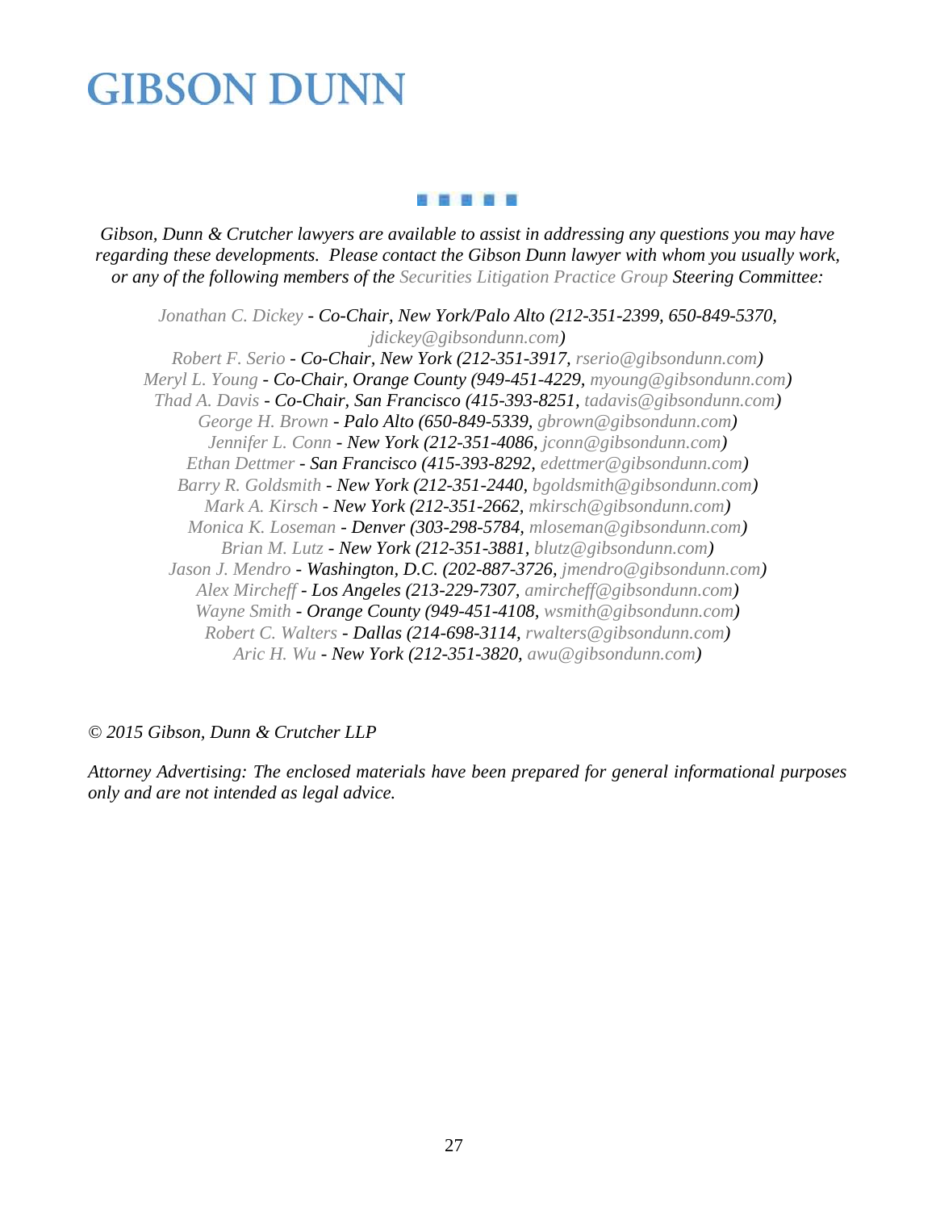# GIBSON DUNN

▪ ▪ ▪ ▪ ▪

*Gibson, Dunn & Crutcher lawyers are available to assist in addressing any questions you may have regarding these developments. Please contact the Gibson Dunn lawyer with whom you usually work, or any of the following members of the Securities Litigation Practice Group Steering Committee:*

*Jonathan C. Dickey - Co-Chair, New York/Palo Alto (212-351-2399, 650-849-5370, jdickey@gibsondunn.com)*
*Robert F. Serio - Co-Chair, New York (212-351-3917, rserio@gibsondunn.com)*
*Meryl L. Young - Co-Chair, Orange County (949-451-4229, myoung@gibsondunn.com)*
*Thad A. Davis - Co-Chair, San Francisco (415-393-8251, tadavis@gibsondunn.com)*
*George H. Brown - Palo Alto (650-849-5339, gbrown@gibsondunn.com)*
*Jennifer L. Conn - New York (212-351-4086, jconn@gibsondunn.com)*
*Ethan Dettmer - San Francisco (415-393-8292, edettmer@gibsondunn.com)*
*Barry R. Goldsmith - New York (212-351-2440, bgoldsmith@gibsondunn.com)*
*Mark A. Kirsch - New York (212-351-2662, mkirsch@gibsondunn.com)*
*Monica K. Loseman - Denver (303-298-5784, mloseman@gibsondunn.com)*
*Brian M. Lutz - New York (212-351-3881, blutz@gibsondunn.com)*
*Jason J. Mendro - Washington, D.C. (202-887-3726, jmendro@gibsondunn.com)*
*Alex Mircheff - Los Angeles (213-229-7307, amircheff@gibsondunn.com)*
*Wayne Smith - Orange County (949-451-4108, wsmith@gibsondunn.com)*
*Robert C. Walters - Dallas (214-698-3114, rwalters@gibsondunn.com)*
*Aric H. Wu - New York (212-351-3820, awu@gibsondunn.com)*

*© 2015 Gibson, Dunn & Crutcher LLP*

*Attorney Advertising: The enclosed materials have been prepared for general informational purposes only and are not intended as legal advice.*